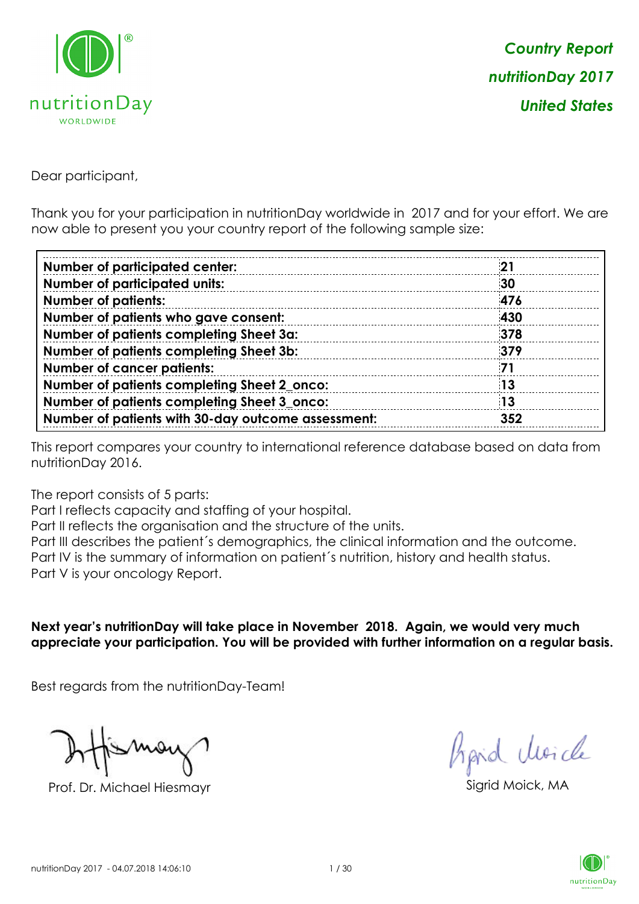*Country Report*
*nutritionDay 2017*
*United States*

Dear participant,

Thank you for your participation in nutritionDay worldwide in 2017 and for your effort. We are now able to present you your country report of the following sample size:

| | |
|---|---|
| **Number of participated center:** | **21** |
| **Number of participated units:** | **30** |
| **Number of patients:** | **476** |
| **Number of patients who gave consent:** | **430** |
| **Number of patients completing Sheet 3a:** | **378** |
| **Number of patients completing Sheet 3b:** | **379** |
| **Number of cancer patients:** | **71** |
| **Number of patients completing Sheet 2_onco:** | **13** |
| **Number of patients completing Sheet 3_onco:** | **13** |
| **Number of patients with 30-day outcome assessment:** | **352** |

This report compares your country to international reference database based on data from nutritionDay 2016.

The report consists of 5 parts:
Part I reflects capacity and staffing of your hospital.
Part II reflects the organisation and the structure of the units.
Part III describes the patient´s demographics, the clinical information and the outcome.
Part IV is the summary of information on patient´s nutrition, history and health status.
Part V is your oncology Report.

**Next year's nutritionDay will take place in November 2018. Again, we would very much appreciate your participation. You will be provided with further information on a regular basis.**

Best regards from the nutritionDay-Team!

Prof. Dr. Michael Hiesmayr

Sigrid Moick, MA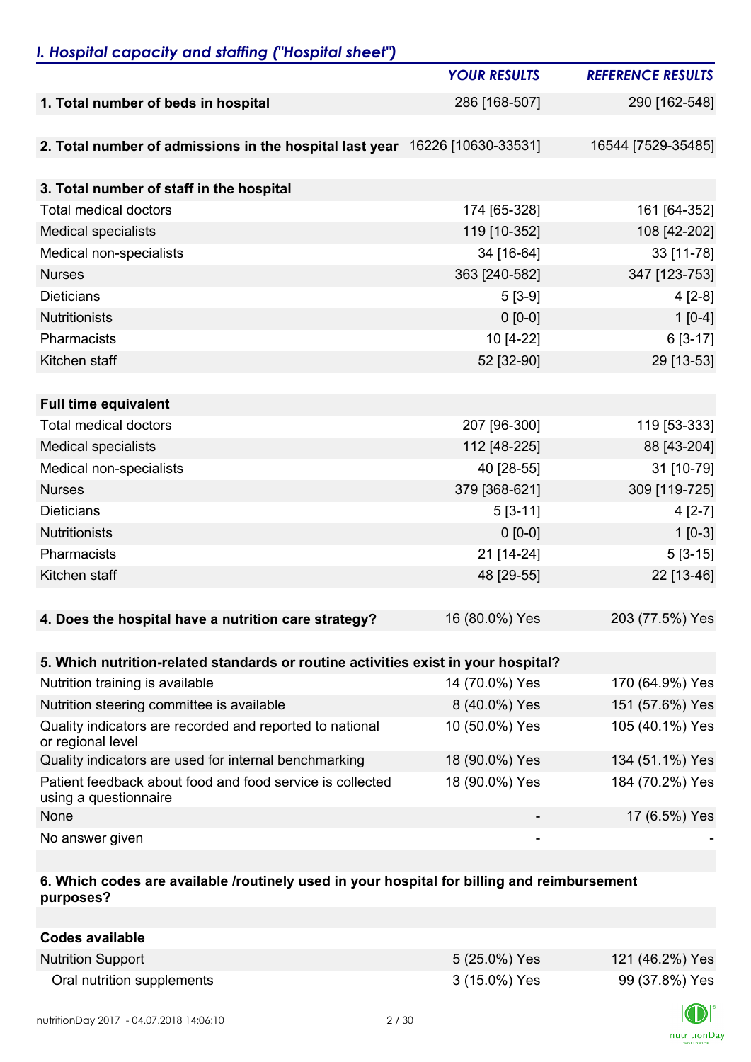## *I. Hospital capacity and staffing ("Hospital sheet")*

| | *YOUR RESULTS* | *REFERENCE RESULTS* |
|---|---|---|
| **1. Total number of beds in hospital** | 286 [168-507] | 290 [162-548] |
| | | |
| **2. Total number of admissions in the hospital last year** | 16226 [10630-33531] | 16544 [7529-35485] |
| | | |
| **3. Total number of staff in the hospital** | | |
| Total medical doctors | 174 [65-328] | 161 [64-352] |
| Medical specialists | 119 [10-352] | 108 [42-202] |
| Medical non-specialists | 34 [16-64] | 33 [11-78] |
| Nurses | 363 [240-582] | 347 [123-753] |
| Dieticians | 5 [3-9] | 4 [2-8] |
| Nutritionists | 0 [0-0] | 1 [0-4] |
| Pharmacists | 10 [4-22] | 6 [3-17] |
| Kitchen staff | 52 [32-90] | 29 [13-53] |
| | | |
| **Full time equivalent** | | |
| Total medical doctors | 207 [96-300] | 119 [53-333] |
| Medical specialists | 112 [48-225] | 88 [43-204] |
| Medical non-specialists | 40 [28-55] | 31 [10-79] |
| Nurses | 379 [368-621] | 309 [119-725] |
| Dieticians | 5 [3-11] | 4 [2-7] |
| Nutritionists | 0 [0-0] | 1 [0-3] |
| Pharmacists | 21 [14-24] | 5 [3-15] |
| Kitchen staff | 48 [29-55] | 22 [13-46] |
| | | |
| **4. Does the hospital have a nutrition care strategy?** | 16 (80.0%) Yes | 203 (77.5%) Yes |
| | | |
| **5. Which nutrition-related standards or routine activities exist in your hospital?** | | |
| Nutrition training is available | 14 (70.0%) Yes | 170 (64.9%) Yes |
| Nutrition steering committee is available | 8 (40.0%) Yes | 151 (57.6%) Yes |
| Quality indicators are recorded and reported to national or regional level | 10 (50.0%) Yes | 105 (40.1%) Yes |
| Quality indicators are used for internal benchmarking | 18 (90.0%) Yes | 134 (51.1%) Yes |
| Patient feedback about food and food service is collected using a questionnaire | 18 (90.0%) Yes | 184 (70.2%) Yes |
| None | - | 17 (6.5%) Yes |
| No answer given | - | - |
| | | |
| **6. Which codes are available /routinely used in your hospital for billing and reimbursement purposes?** | | |
| | | |
| **Codes available** | | |
| Nutrition Support | 5 (25.0%) Yes | 121 (46.2%) Yes |
| Oral nutrition supplements | 3 (15.0%) Yes | 99 (37.8%) Yes |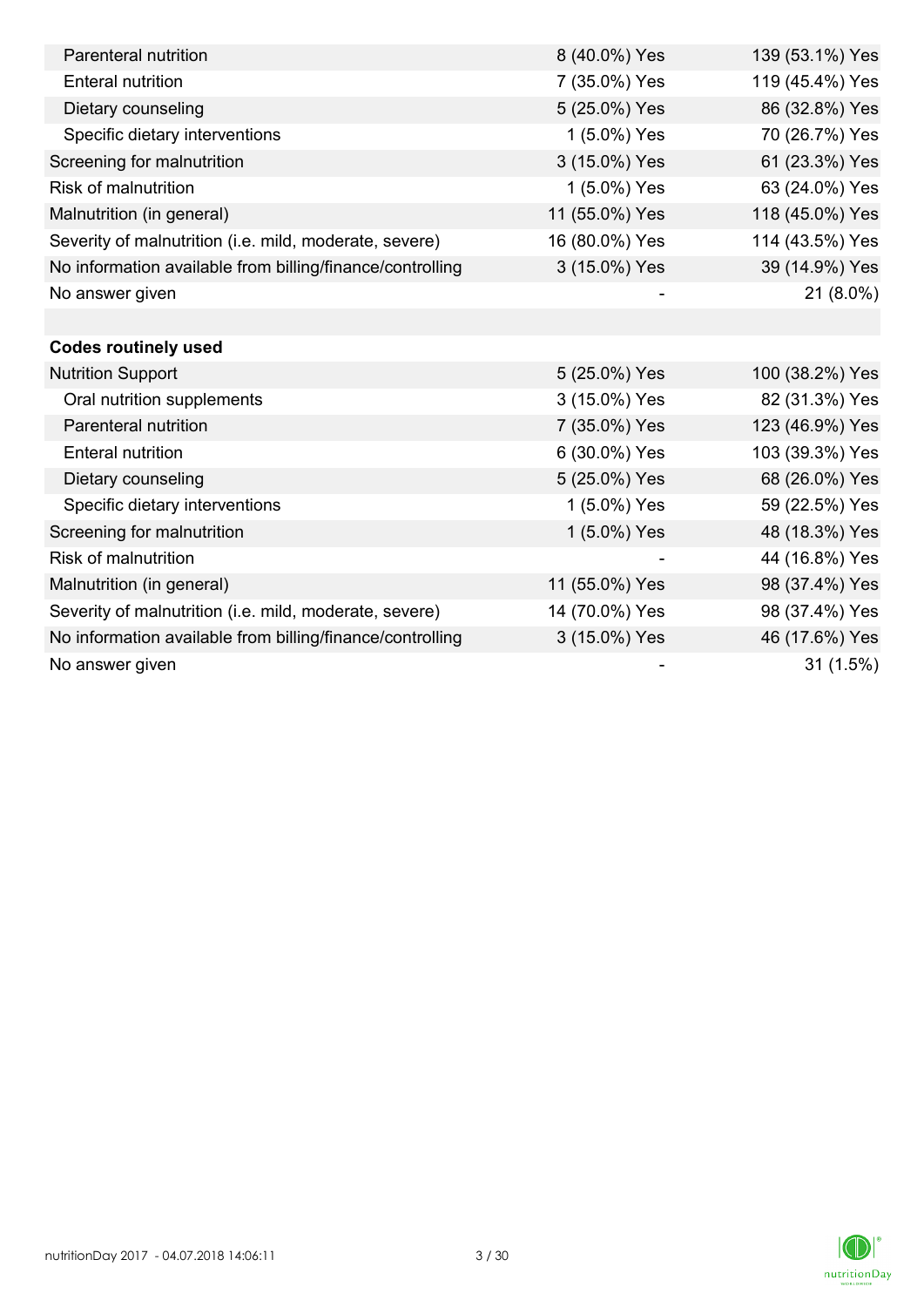| | | |
|---|---|---|
| Parenteral nutrition | 8 (40.0%) Yes | 139 (53.1%) Yes |
| Enteral nutrition | 7 (35.0%) Yes | 119 (45.4%) Yes |
| Dietary counseling | 5 (25.0%) Yes | 86 (32.8%) Yes |
| Specific dietary interventions | 1 (5.0%) Yes | 70 (26.7%) Yes |
| Screening for malnutrition | 3 (15.0%) Yes | 61 (23.3%) Yes |
| Risk of malnutrition | 1 (5.0%) Yes | 63 (24.0%) Yes |
| Malnutrition (in general) | 11 (55.0%) Yes | 118 (45.0%) Yes |
| Severity of malnutrition (i.e. mild, moderate, severe) | 16 (80.0%) Yes | 114 (43.5%) Yes |
| No information available from billing/finance/controlling | 3 (15.0%) Yes | 39 (14.9%) Yes |
| No answer given | - | 21 (8.0%) |
| | | |
| **Codes routinely used** | | |
| Nutrition Support | 5 (25.0%) Yes | 100 (38.2%) Yes |
| Oral nutrition supplements | 3 (15.0%) Yes | 82 (31.3%) Yes |
| Parenteral nutrition | 7 (35.0%) Yes | 123 (46.9%) Yes |
| Enteral nutrition | 6 (30.0%) Yes | 103 (39.3%) Yes |
| Dietary counseling | 5 (25.0%) Yes | 68 (26.0%) Yes |
| Specific dietary interventions | 1 (5.0%) Yes | 59 (22.5%) Yes |
| Screening for malnutrition | 1 (5.0%) Yes | 48 (18.3%) Yes |
| Risk of malnutrition | - | 44 (16.8%) Yes |
| Malnutrition (in general) | 11 (55.0%) Yes | 98 (37.4%) Yes |
| Severity of malnutrition (i.e. mild, moderate, severe) | 14 (70.0%) Yes | 98 (37.4%) Yes |
| No information available from billing/finance/controlling | 3 (15.0%) Yes | 46 (17.6%) Yes |
| No answer given | - | 31 (1.5%) |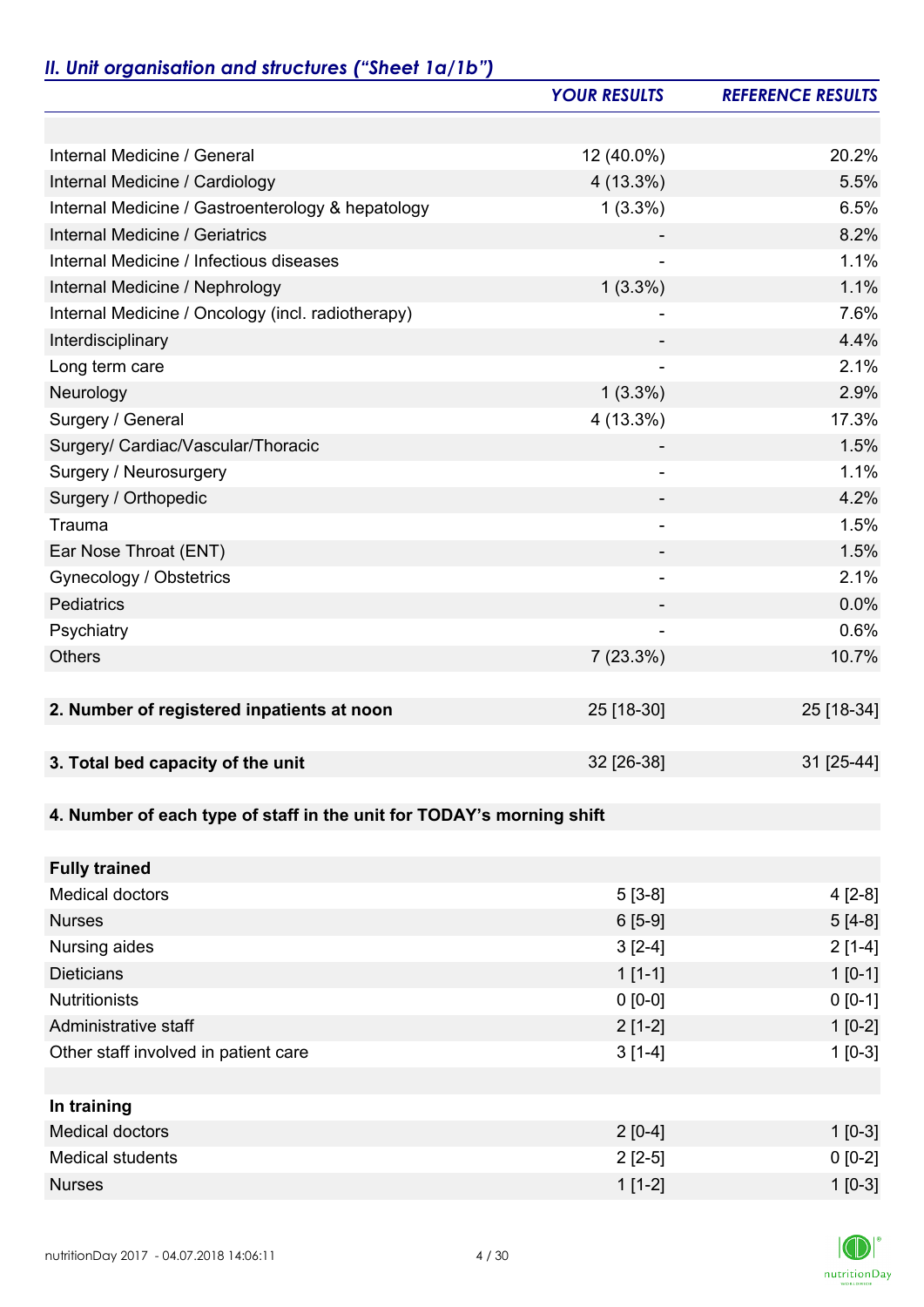## *II. Unit organisation and structures ("Sheet 1a/1b")*

| | *YOUR RESULTS* | *REFERENCE RESULTS* |
|---|---|---|
| | | |
| Internal Medicine / General | 12 (40.0%) | 20.2% |
| Internal Medicine / Cardiology | 4 (13.3%) | 5.5% |
| Internal Medicine / Gastroenterology & hepatology | 1 (3.3%) | 6.5% |
| Internal Medicine / Geriatrics | - | 8.2% |
| Internal Medicine / Infectious diseases | - | 1.1% |
| Internal Medicine / Nephrology | 1 (3.3%) | 1.1% |
| Internal Medicine / Oncology (incl. radiotherapy) | - | 7.6% |
| Interdisciplinary | - | 4.4% |
| Long term care | - | 2.1% |
| Neurology | 1 (3.3%) | 2.9% |
| Surgery / General | 4 (13.3%) | 17.3% |
| Surgery/ Cardiac/Vascular/Thoracic | - | 1.5% |
| Surgery / Neurosurgery | - | 1.1% |
| Surgery / Orthopedic | - | 4.2% |
| Trauma | - | 1.5% |
| Ear Nose Throat (ENT) | - | 1.5% |
| Gynecology / Obstetrics | - | 2.1% |
| Pediatrics | - | 0.0% |
| Psychiatry | - | 0.6% |
| Others | 7 (23.3%) | 10.7% |
| | | |
| **2. Number of registered inpatients at noon** | 25 [18-30] | 25 [18-34] |
| | | |
| **3. Total bed capacity of the unit** | 32 [26-38] | 31 [25-44] |
| | | |
| **4. Number of each type of staff in the unit for TODAY's morning shift** | | |
| | | |
| **Fully trained** | | |
| Medical doctors | 5 [3-8] | 4 [2-8] |
| Nurses | 6 [5-9] | 5 [4-8] |
| Nursing aides | 3 [2-4] | 2 [1-4] |
| Dieticians | 1 [1-1] | 1 [0-1] |
| Nutritionists | 0 [0-0] | 0 [0-1] |
| Administrative staff | 2 [1-2] | 1 [0-2] |
| Other staff involved in patient care | 3 [1-4] | 1 [0-3] |
| | | |
| **In training** | | |
| Medical doctors | 2 [0-4] | 1 [0-3] |
| Medical students | 2 [2-5] | 0 [0-2] |
| Nurses | 1 [1-2] | 1 [0-3] |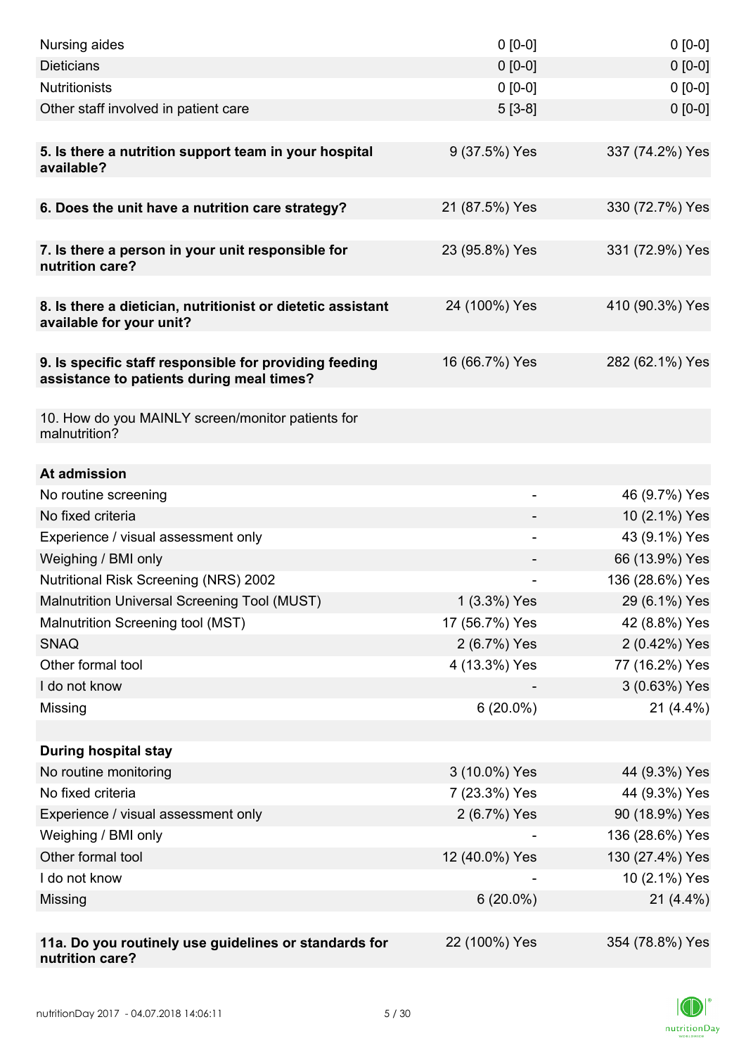| | | |
|---|---|---|
| Nursing aides | 0 [0-0] | 0 [0-0] |
| Dieticians | 0 [0-0] | 0 [0-0] |
| Nutritionists | 0 [0-0] | 0 [0-0] |
| Other staff involved in patient care | 5 [3-8] | 0 [0-0] |
| | | |
| **5. Is there a nutrition support team in your hospital available?** | 9 (37.5%) Yes | 337 (74.2%) Yes |
| | | |
| **6. Does the unit have a nutrition care strategy?** | 21 (87.5%) Yes | 330 (72.7%) Yes |
| | | |
| **7. Is there a person in your unit responsible for nutrition care?** | 23 (95.8%) Yes | 331 (72.9%) Yes |
| | | |
| **8. Is there a dietician, nutritionist or dietetic assistant available for your unit?** | 24 (100%) Yes | 410 (90.3%) Yes |
| | | |
| **9. Is specific staff responsible for providing feeding assistance to patients during meal times?** | 16 (66.7%) Yes | 282 (62.1%) Yes |
| | | |
| 10. How do you MAINLY screen/monitor patients for malnutrition? | | |
| | | |
| **At admission** | | |
| No routine screening | - | 46 (9.7%) Yes |
| No fixed criteria | - | 10 (2.1%) Yes |
| Experience / visual assessment only | - | 43 (9.1%) Yes |
| Weighing / BMI only | - | 66 (13.9%) Yes |
| Nutritional Risk Screening (NRS) 2002 | - | 136 (28.6%) Yes |
| Malnutrition Universal Screening Tool (MUST) | 1 (3.3%) Yes | 29 (6.1%) Yes |
| Malnutrition Screening tool (MST) | 17 (56.7%) Yes | 42 (8.8%) Yes |
| SNAQ | 2 (6.7%) Yes | 2 (0.42%) Yes |
| Other formal tool | 4 (13.3%) Yes | 77 (16.2%) Yes |
| I do not know | - | 3 (0.63%) Yes |
| Missing | 6 (20.0%) | 21 (4.4%) |
| | | |
| **During hospital stay** | | |
| No routine monitoring | 3 (10.0%) Yes | 44 (9.3%) Yes |
| No fixed criteria | 7 (23.3%) Yes | 44 (9.3%) Yes |
| Experience / visual assessment only | 2 (6.7%) Yes | 90 (18.9%) Yes |
| Weighing / BMI only | - | 136 (28.6%) Yes |
| Other formal tool | 12 (40.0%) Yes | 130 (27.4%) Yes |
| I do not know | - | 10 (2.1%) Yes |
| Missing | 6 (20.0%) | 21 (4.4%) |
| | | |
| **11a. Do you routinely use guidelines or standards for nutrition care?** | 22 (100%) Yes | 354 (78.8%) Yes |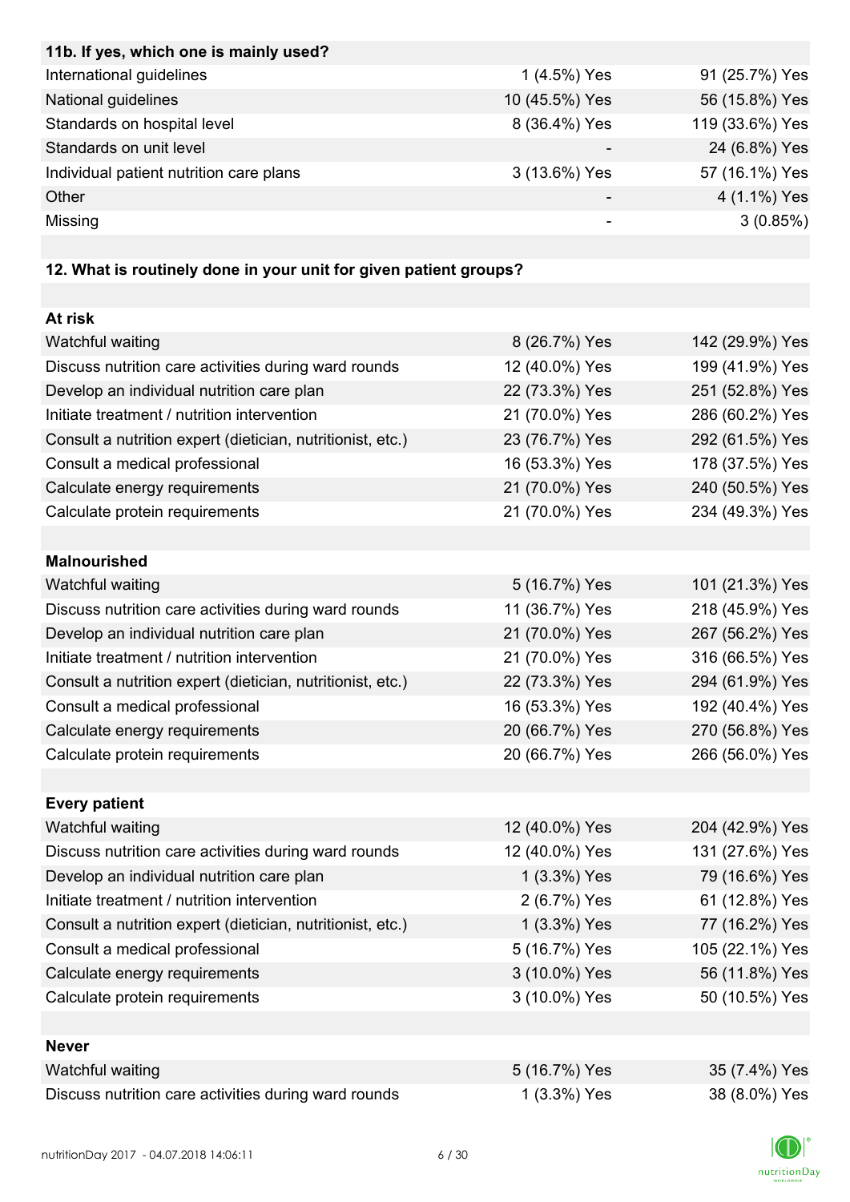| 11b. If yes, which one is mainly used? | | |
|---|---|---|
| International guidelines | 1 (4.5%) Yes | 91 (25.7%) Yes |
| National guidelines | 10 (45.5%) Yes | 56 (15.8%) Yes |
| Standards on hospital level | 8 (36.4%) Yes | 119 (33.6%) Yes |
| Standards on unit level | - | 24 (6.8%) Yes |
| Individual patient nutrition care plans | 3 (13.6%) Yes | 57 (16.1%) Yes |
| Other | - | 4 (1.1%) Yes |
| Missing | - | 3 (0.85%) |

**12. What is routinely done in your unit for given patient groups?**

| At risk | | |
|---|---|---|
| Watchful waiting | 8 (26.7%) Yes | 142 (29.9%) Yes |
| Discuss nutrition care activities during ward rounds | 12 (40.0%) Yes | 199 (41.9%) Yes |
| Develop an individual nutrition care plan | 22 (73.3%) Yes | 251 (52.8%) Yes |
| Initiate treatment / nutrition intervention | 21 (70.0%) Yes | 286 (60.2%) Yes |
| Consult a nutrition expert (dietician, nutritionist, etc.) | 23 (76.7%) Yes | 292 (61.5%) Yes |
| Consult a medical professional | 16 (53.3%) Yes | 178 (37.5%) Yes |
| Calculate energy requirements | 21 (70.0%) Yes | 240 (50.5%) Yes |
| Calculate protein requirements | 21 (70.0%) Yes | 234 (49.3%) Yes |
| **Malnourished** | | |
| Watchful waiting | 5 (16.7%) Yes | 101 (21.3%) Yes |
| Discuss nutrition care activities during ward rounds | 11 (36.7%) Yes | 218 (45.9%) Yes |
| Develop an individual nutrition care plan | 21 (70.0%) Yes | 267 (56.2%) Yes |
| Initiate treatment / nutrition intervention | 21 (70.0%) Yes | 316 (66.5%) Yes |
| Consult a nutrition expert (dietician, nutritionist, etc.) | 22 (73.3%) Yes | 294 (61.9%) Yes |
| Consult a medical professional | 16 (53.3%) Yes | 192 (40.4%) Yes |
| Calculate energy requirements | 20 (66.7%) Yes | 270 (56.8%) Yes |
| Calculate protein requirements | 20 (66.7%) Yes | 266 (56.0%) Yes |
| **Every patient** | | |
| Watchful waiting | 12 (40.0%) Yes | 204 (42.9%) Yes |
| Discuss nutrition care activities during ward rounds | 12 (40.0%) Yes | 131 (27.6%) Yes |
| Develop an individual nutrition care plan | 1 (3.3%) Yes | 79 (16.6%) Yes |
| Initiate treatment / nutrition intervention | 2 (6.7%) Yes | 61 (12.8%) Yes |
| Consult a nutrition expert (dietician, nutritionist, etc.) | 1 (3.3%) Yes | 77 (16.2%) Yes |
| Consult a medical professional | 5 (16.7%) Yes | 105 (22.1%) Yes |
| Calculate energy requirements | 3 (10.0%) Yes | 56 (11.8%) Yes |
| Calculate protein requirements | 3 (10.0%) Yes | 50 (10.5%) Yes |
| **Never** | | |
| Watchful waiting | 5 (16.7%) Yes | 35 (7.4%) Yes |
| Discuss nutrition care activities during ward rounds | 1 (3.3%) Yes | 38 (8.0%) Yes |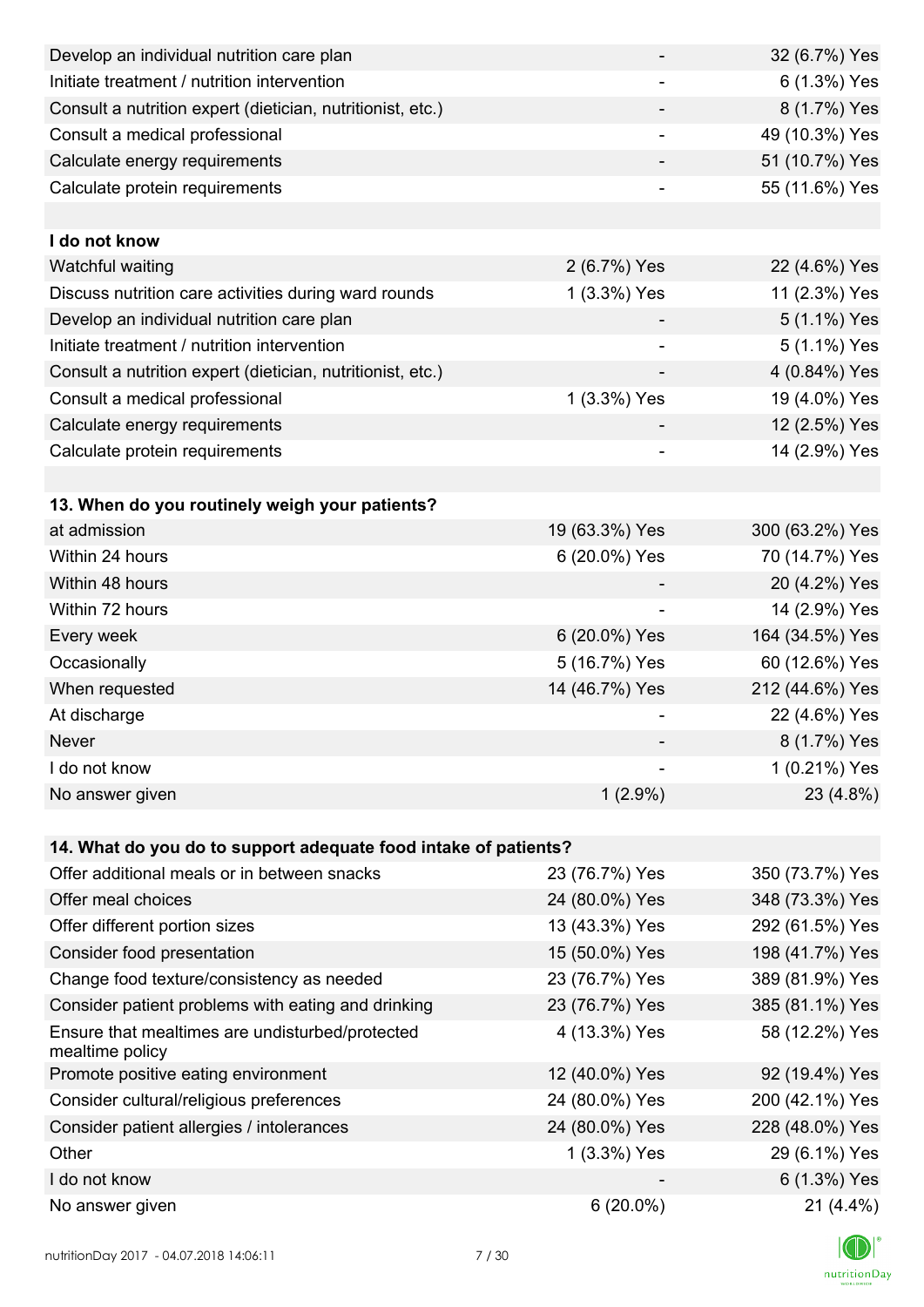| | | |
|---|---|---|
| Develop an individual nutrition care plan | - | 32 (6.7%) Yes |
| Initiate treatment / nutrition intervention | - | 6 (1.3%) Yes |
| Consult a nutrition expert (dietician, nutritionist, etc.) | - | 8 (1.7%) Yes |
| Consult a medical professional | - | 49 (10.3%) Yes |
| Calculate energy requirements | - | 51 (10.7%) Yes |
| Calculate protein requirements | - | 55 (11.6%) Yes |
| | | |
| **I do not know** | | |
| Watchful waiting | 2 (6.7%) Yes | 22 (4.6%) Yes |
| Discuss nutrition care activities during ward rounds | 1 (3.3%) Yes | 11 (2.3%) Yes |
| Develop an individual nutrition care plan | - | 5 (1.1%) Yes |
| Initiate treatment / nutrition intervention | - | 5 (1.1%) Yes |
| Consult a nutrition expert (dietician, nutritionist, etc.) | - | 4 (0.84%) Yes |
| Consult a medical professional | 1 (3.3%) Yes | 19 (4.0%) Yes |
| Calculate energy requirements | - | 12 (2.5%) Yes |
| Calculate protein requirements | - | 14 (2.9%) Yes |

| **13. When do you routinely weigh your patients?** | | |
|---|---|---|
| at admission | 19 (63.3%) Yes | 300 (63.2%) Yes |
| Within 24 hours | 6 (20.0%) Yes | 70 (14.7%) Yes |
| Within 48 hours | - | 20 (4.2%) Yes |
| Within 72 hours | - | 14 (2.9%) Yes |
| Every week | 6 (20.0%) Yes | 164 (34.5%) Yes |
| Occasionally | 5 (16.7%) Yes | 60 (12.6%) Yes |
| When requested | 14 (46.7%) Yes | 212 (44.6%) Yes |
| At discharge | - | 22 (4.6%) Yes |
| Never | - | 8 (1.7%) Yes |
| I do not know | - | 1 (0.21%) Yes |
| No answer given | 1 (2.9%) | 23 (4.8%) |

| **14. What do you do to support adequate food intake of patients?** | | |
|---|---|---|
| Offer additional meals or in between snacks | 23 (76.7%) Yes | 350 (73.7%) Yes |
| Offer meal choices | 24 (80.0%) Yes | 348 (73.3%) Yes |
| Offer different portion sizes | 13 (43.3%) Yes | 292 (61.5%) Yes |
| Consider food presentation | 15 (50.0%) Yes | 198 (41.7%) Yes |
| Change food texture/consistency as needed | 23 (76.7%) Yes | 389 (81.9%) Yes |
| Consider patient problems with eating and drinking | 23 (76.7%) Yes | 385 (81.1%) Yes |
| Ensure that mealtimes are undisturbed/protected mealtime policy | 4 (13.3%) Yes | 58 (12.2%) Yes |
| Promote positive eating environment | 12 (40.0%) Yes | 92 (19.4%) Yes |
| Consider cultural/religious preferences | 24 (80.0%) Yes | 200 (42.1%) Yes |
| Consider patient allergies / intolerances | 24 (80.0%) Yes | 228 (48.0%) Yes |
| Other | 1 (3.3%) Yes | 29 (6.1%) Yes |
| I do not know | - | 6 (1.3%) Yes |
| No answer given | 6 (20.0%) | 21 (4.4%) |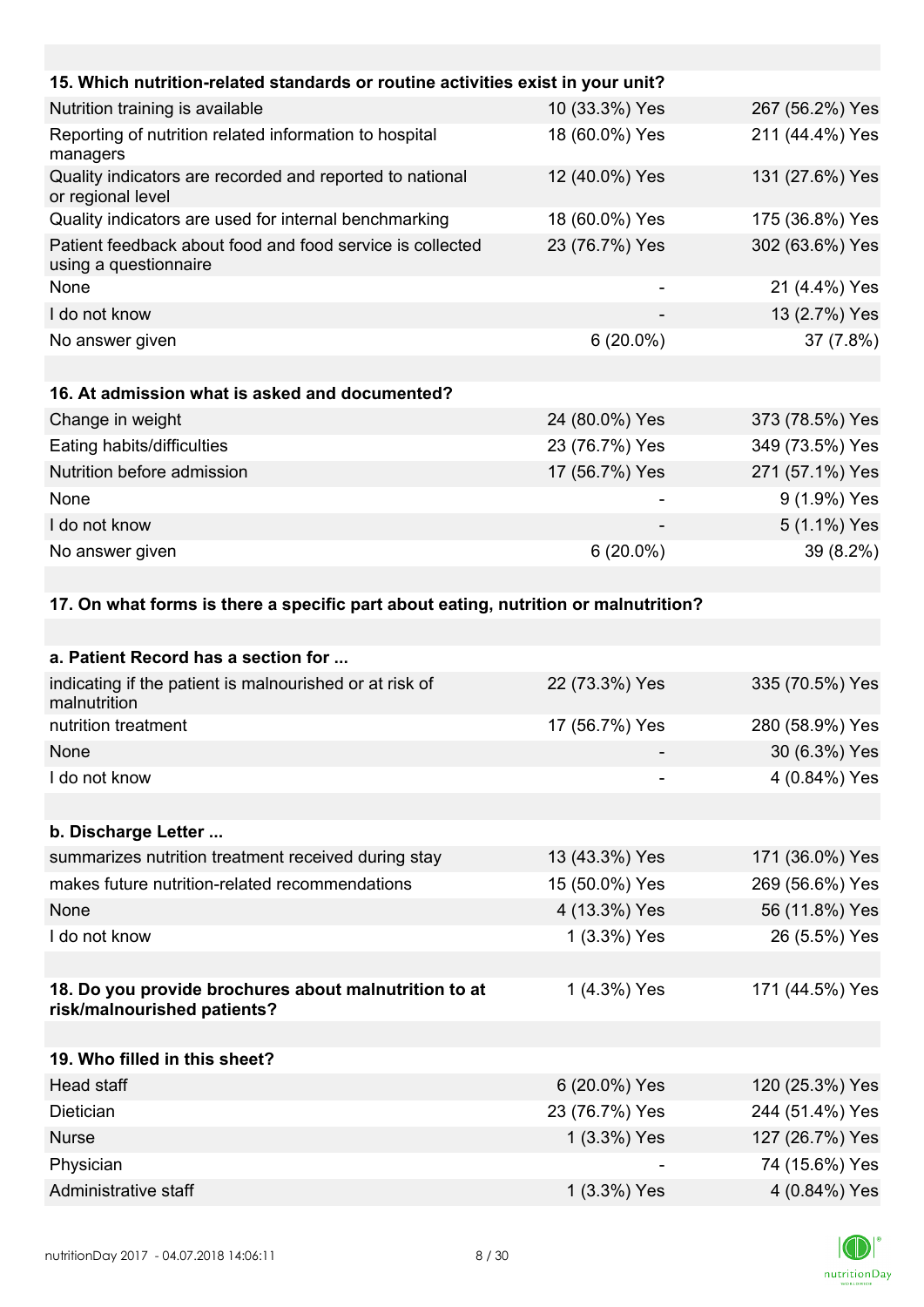| 15. Which nutrition-related standards or routine activities exist in your unit? | | |
|---|---|---|
| Nutrition training is available | 10 (33.3%) Yes | 267 (56.2%) Yes |
| Reporting of nutrition related information to hospital managers | 18 (60.0%) Yes | 211 (44.4%) Yes |
| Quality indicators are recorded and reported to national or regional level | 12 (40.0%) Yes | 131 (27.6%) Yes |
| Quality indicators are used for internal benchmarking | 18 (60.0%) Yes | 175 (36.8%) Yes |
| Patient feedback about food and food service is collected using a questionnaire | 23 (76.7%) Yes | 302 (63.6%) Yes |
| None | - | 21 (4.4%) Yes |
| I do not know | - | 13 (2.7%) Yes |
| No answer given | 6 (20.0%) | 37 (7.8%) |

| 16. At admission what is asked and documented? | | |
|---|---|---|
| Change in weight | 24 (80.0%) Yes | 373 (78.5%) Yes |
| Eating habits/difficulties | 23 (76.7%) Yes | 349 (73.5%) Yes |
| Nutrition before admission | 17 (56.7%) Yes | 271 (57.1%) Yes |
| None | - | 9 (1.9%) Yes |
| I do not know | - | 5 (1.1%) Yes |
| No answer given | 6 (20.0%) | 39 (8.2%) |

**17. On what forms is there a specific part about eating, nutrition or malnutrition?**

| a. Patient Record has a section for ... | | |
|---|---|---|
| indicating if the patient is malnourished or at risk of malnutrition | 22 (73.3%) Yes | 335 (70.5%) Yes |
| nutrition treatment | 17 (56.7%) Yes | 280 (58.9%) Yes |
| None | - | 30 (6.3%) Yes |
| I do not know | - | 4 (0.84%) Yes |

| b. Discharge Letter ... | | |
|---|---|---|
| summarizes nutrition treatment received during stay | 13 (43.3%) Yes | 171 (36.0%) Yes |
| makes future nutrition-related recommendations | 15 (50.0%) Yes | 269 (56.6%) Yes |
| None | 4 (13.3%) Yes | 56 (11.8%) Yes |
| I do not know | 1 (3.3%) Yes | 26 (5.5%) Yes |

| 18. Do you provide brochures about malnutrition to at risk/malnourished patients? | 1 (4.3%) Yes | 171 (44.5%) Yes |
|---|---|---|

| 19. Who filled in this sheet? | | |
|---|---|---|
| Head staff | 6 (20.0%) Yes | 120 (25.3%) Yes |
| Dietician | 23 (76.7%) Yes | 244 (51.4%) Yes |
| Nurse | 1 (3.3%) Yes | 127 (26.7%) Yes |
| Physician | - | 74 (15.6%) Yes |
| Administrative staff | 1 (3.3%) Yes | 4 (0.84%) Yes |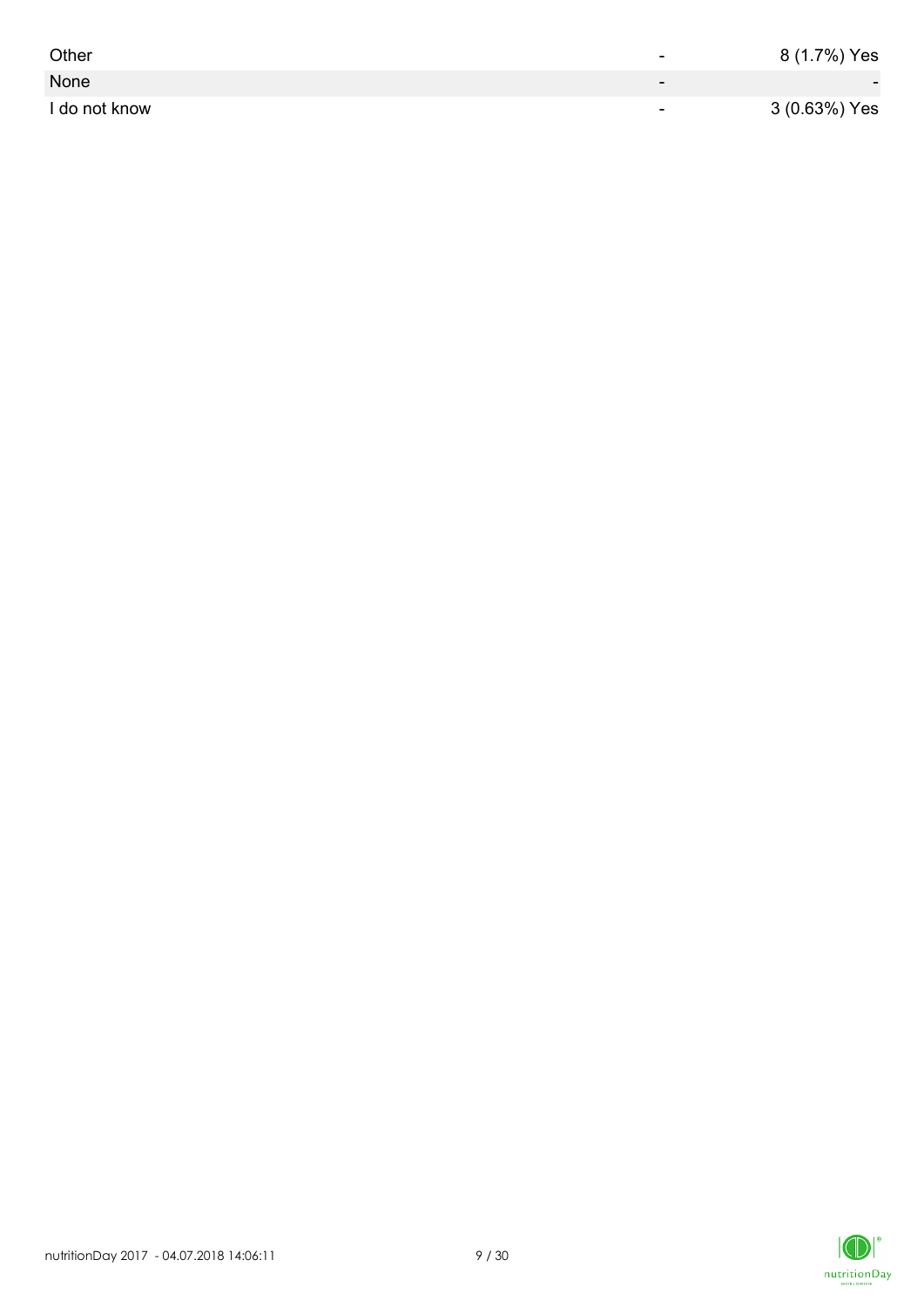| | | |
|---|---|---|
| Other | - | 8 (1.7%) Yes |
| None | - | - |
| I do not know | - | 3 (0.63%) Yes |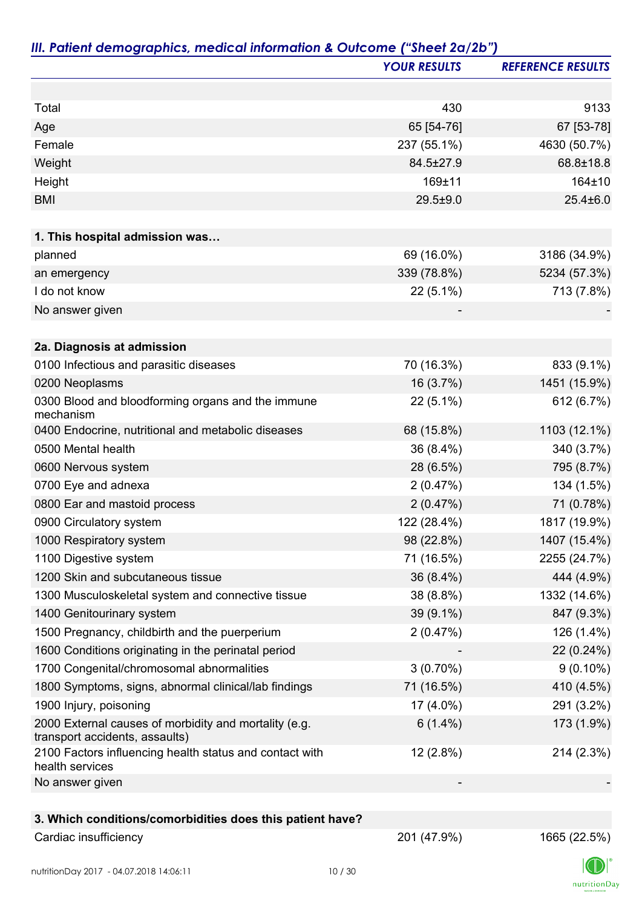## *III. Patient demographics, medical information & Outcome ("Sheet 2a/2b")*

| | *YOUR RESULTS* | *REFERENCE RESULTS* |
|---|---|---|
| Total | 430 | 9133 |
| Age | 65 [54-76] | 67 [53-78] |
| Female | 237 (55.1%) | 4630 (50.7%) |
| Weight | 84.5±27.9 | 68.8±18.8 |
| Height | 169±11 | 164±10 |
| BMI | 29.5±9.0 | 25.4±6.0 |
| **1. This hospital admission was…** | | |
| planned | 69 (16.0%) | 3186 (34.9%) |
| an emergency | 339 (78.8%) | 5234 (57.3%) |
| I do not know | 22 (5.1%) | 713 (7.8%) |
| No answer given | - | - |
| **2a. Diagnosis at admission** | | |
| 0100 Infectious and parasitic diseases | 70 (16.3%) | 833 (9.1%) |
| 0200 Neoplasms | 16 (3.7%) | 1451 (15.9%) |
| 0300 Blood and bloodforming organs and the immune mechanism | 22 (5.1%) | 612 (6.7%) |
| 0400 Endocrine, nutritional and metabolic diseases | 68 (15.8%) | 1103 (12.1%) |
| 0500 Mental health | 36 (8.4%) | 340 (3.7%) |
| 0600 Nervous system | 28 (6.5%) | 795 (8.7%) |
| 0700 Eye and adnexa | 2 (0.47%) | 134 (1.5%) |
| 0800 Ear and mastoid process | 2 (0.47%) | 71 (0.78%) |
| 0900 Circulatory system | 122 (28.4%) | 1817 (19.9%) |
| 1000 Respiratory system | 98 (22.8%) | 1407 (15.4%) |
| 1100 Digestive system | 71 (16.5%) | 2255 (24.7%) |
| 1200 Skin and subcutaneous tissue | 36 (8.4%) | 444 (4.9%) |
| 1300 Musculoskeletal system and connective tissue | 38 (8.8%) | 1332 (14.6%) |
| 1400 Genitourinary system | 39 (9.1%) | 847 (9.3%) |
| 1500 Pregnancy, childbirth and the puerperium | 2 (0.47%) | 126 (1.4%) |
| 1600 Conditions originating in the perinatal period | - | 22 (0.24%) |
| 1700 Congenital/chromosomal abnormalities | 3 (0.70%) | 9 (0.10%) |
| 1800 Symptoms, signs, abnormal clinical/lab findings | 71 (16.5%) | 410 (4.5%) |
| 1900 Injury, poisoning | 17 (4.0%) | 291 (3.2%) |
| 2000 External causes of morbidity and mortality (e.g. transport accidents, assaults) | 6 (1.4%) | 173 (1.9%) |
| 2100 Factors influencing health status and contact with health services | 12 (2.8%) | 214 (2.3%) |
| No answer given | - | - |
| **3. Which conditions/comorbidities does this patient have?** | | |
| Cardiac insufficiency | 201 (47.9%) | 1665 (22.5%) |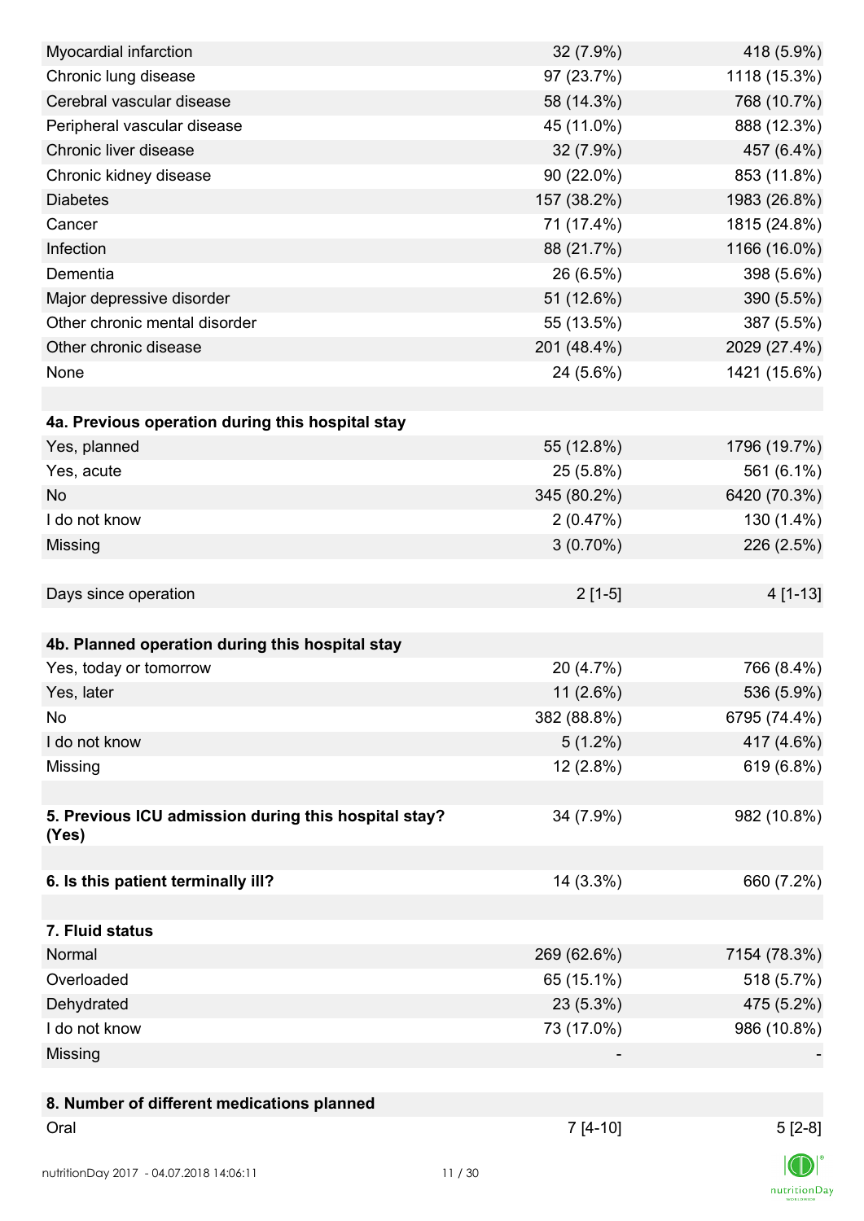| | | |
|---|---|---|
| Myocardial infarction | 32 (7.9%) | 418 (5.9%) |
| Chronic lung disease | 97 (23.7%) | 1118 (15.3%) |
| Cerebral vascular disease | 58 (14.3%) | 768 (10.7%) |
| Peripheral vascular disease | 45 (11.0%) | 888 (12.3%) |
| Chronic liver disease | 32 (7.9%) | 457 (6.4%) |
| Chronic kidney disease | 90 (22.0%) | 853 (11.8%) |
| Diabetes | 157 (38.2%) | 1983 (26.8%) |
| Cancer | 71 (17.4%) | 1815 (24.8%) |
| Infection | 88 (21.7%) | 1166 (16.0%) |
| Dementia | 26 (6.5%) | 398 (5.6%) |
| Major depressive disorder | 51 (12.6%) | 390 (5.5%) |
| Other chronic mental disorder | 55 (13.5%) | 387 (5.5%) |
| Other chronic disease | 201 (48.4%) | 2029 (27.4%) |
| None | 24 (5.6%) | 1421 (15.6%) |
| | | |
| **4a. Previous operation during this hospital stay** | | |
| Yes, planned | 55 (12.8%) | 1796 (19.7%) |
| Yes, acute | 25 (5.8%) | 561 (6.1%) |
| No | 345 (80.2%) | 6420 (70.3%) |
| I do not know | 2 (0.47%) | 130 (1.4%) |
| Missing | 3 (0.70%) | 226 (2.5%) |
| | | |
| Days since operation | 2 [1-5] | 4 [1-13] |
| | | |
| **4b. Planned operation during this hospital stay** | | |
| Yes, today or tomorrow | 20 (4.7%) | 766 (8.4%) |
| Yes, later | 11 (2.6%) | 536 (5.9%) |
| No | 382 (88.8%) | 6795 (74.4%) |
| I do not know | 5 (1.2%) | 417 (4.6%) |
| Missing | 12 (2.8%) | 619 (6.8%) |
| | | |
| **5. Previous ICU admission during this hospital stay? (Yes)** | 34 (7.9%) | 982 (10.8%) |
| | | |
| **6. Is this patient terminally ill?** | 14 (3.3%) | 660 (7.2%) |
| | | |
| **7. Fluid status** | | |
| Normal | 269 (62.6%) | 7154 (78.3%) |
| Overloaded | 65 (15.1%) | 518 (5.7%) |
| Dehydrated | 23 (5.3%) | 475 (5.2%) |
| I do not know | 73 (17.0%) | 986 (10.8%) |
| Missing | - | - |
| | | |
| **8. Number of different medications planned** | | |
| Oral | 7 [4-10] | 5 [2-8] |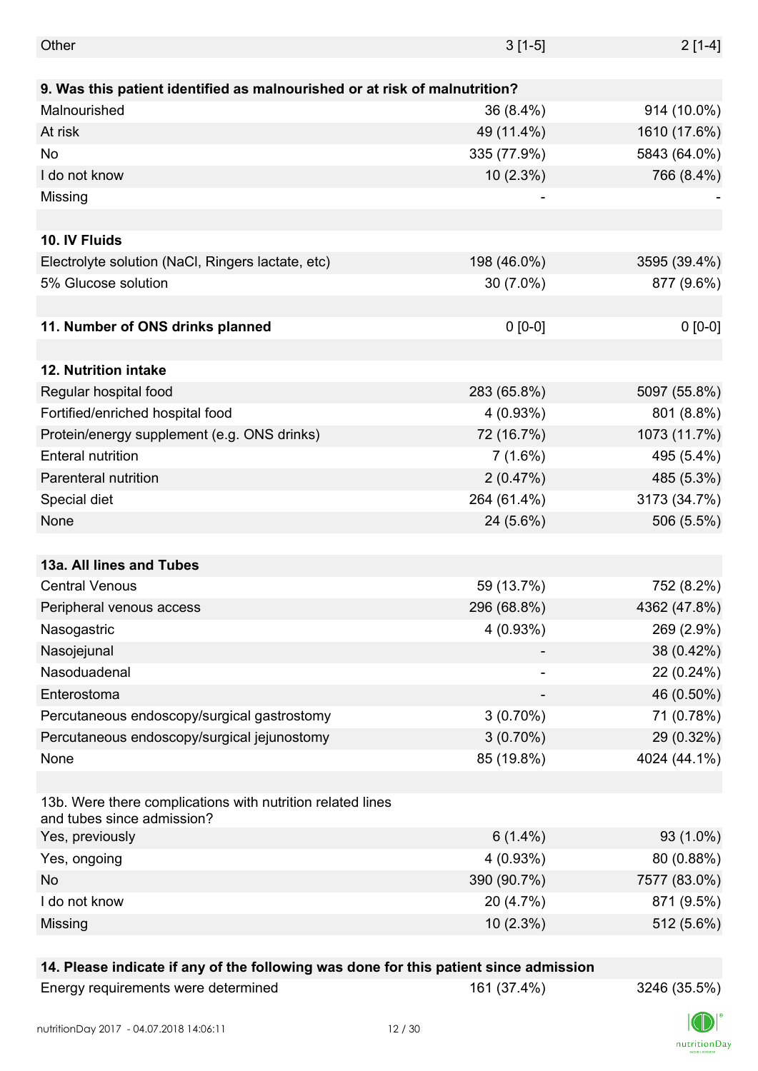| | | |
|---|---|---|
| Other | 3 [1-5] | 2 [1-4] |
| | | |
| **9. Was this patient identified as malnourished or at risk of malnutrition?** | | |
| Malnourished | 36 (8.4%) | 914 (10.0%) |
| At risk | 49 (11.4%) | 1610 (17.6%) |
| No | 335 (77.9%) | 5843 (64.0%) |
| I do not know | 10 (2.3%) | 766 (8.4%) |
| Missing | - | - |
| | | |
| **10. IV Fluids** | | |
| Electrolyte solution (NaCl, Ringers lactate, etc) | 198 (46.0%) | 3595 (39.4%) |
| 5% Glucose solution | 30 (7.0%) | 877 (9.6%) |
| | | |
| **11. Number of ONS drinks planned** | 0 [0-0] | 0 [0-0] |
| | | |
| **12. Nutrition intake** | | |
| Regular hospital food | 283 (65.8%) | 5097 (55.8%) |
| Fortified/enriched hospital food | 4 (0.93%) | 801 (8.8%) |
| Protein/energy supplement (e.g. ONS drinks) | 72 (16.7%) | 1073 (11.7%) |
| Enteral nutrition | 7 (1.6%) | 495 (5.4%) |
| Parenteral nutrition | 2 (0.47%) | 485 (5.3%) |
| Special diet | 264 (61.4%) | 3173 (34.7%) |
| None | 24 (5.6%) | 506 (5.5%) |
| | | |
| **13a. All lines and Tubes** | | |
| Central Venous | 59 (13.7%) | 752 (8.2%) |
| Peripheral venous access | 296 (68.8%) | 4362 (47.8%) |
| Nasogastric | 4 (0.93%) | 269 (2.9%) |
| Nasojejunal | - | 38 (0.42%) |
| Nasoduadenal | - | 22 (0.24%) |
| Enterostoma | - | 46 (0.50%) |
| Percutaneous endoscopy/surgical gastrostomy | 3 (0.70%) | 71 (0.78%) |
| Percutaneous endoscopy/surgical jejunostomy | 3 (0.70%) | 29 (0.32%) |
| None | 85 (19.8%) | 4024 (44.1%) |
| | | |
| 13b. Were there complications with nutrition related lines and tubes since admission? | | |
| Yes, previously | 6 (1.4%) | 93 (1.0%) |
| Yes, ongoing | 4 (0.93%) | 80 (0.88%) |
| No | 390 (90.7%) | 7577 (83.0%) |
| I do not know | 20 (4.7%) | 871 (9.5%) |
| Missing | 10 (2.3%) | 512 (5.6%) |
| | | |
| **14. Please indicate if any of the following was done for this patient since admission** | | |
| Energy requirements were determined | 161 (37.4%) | 3246 (35.5%) |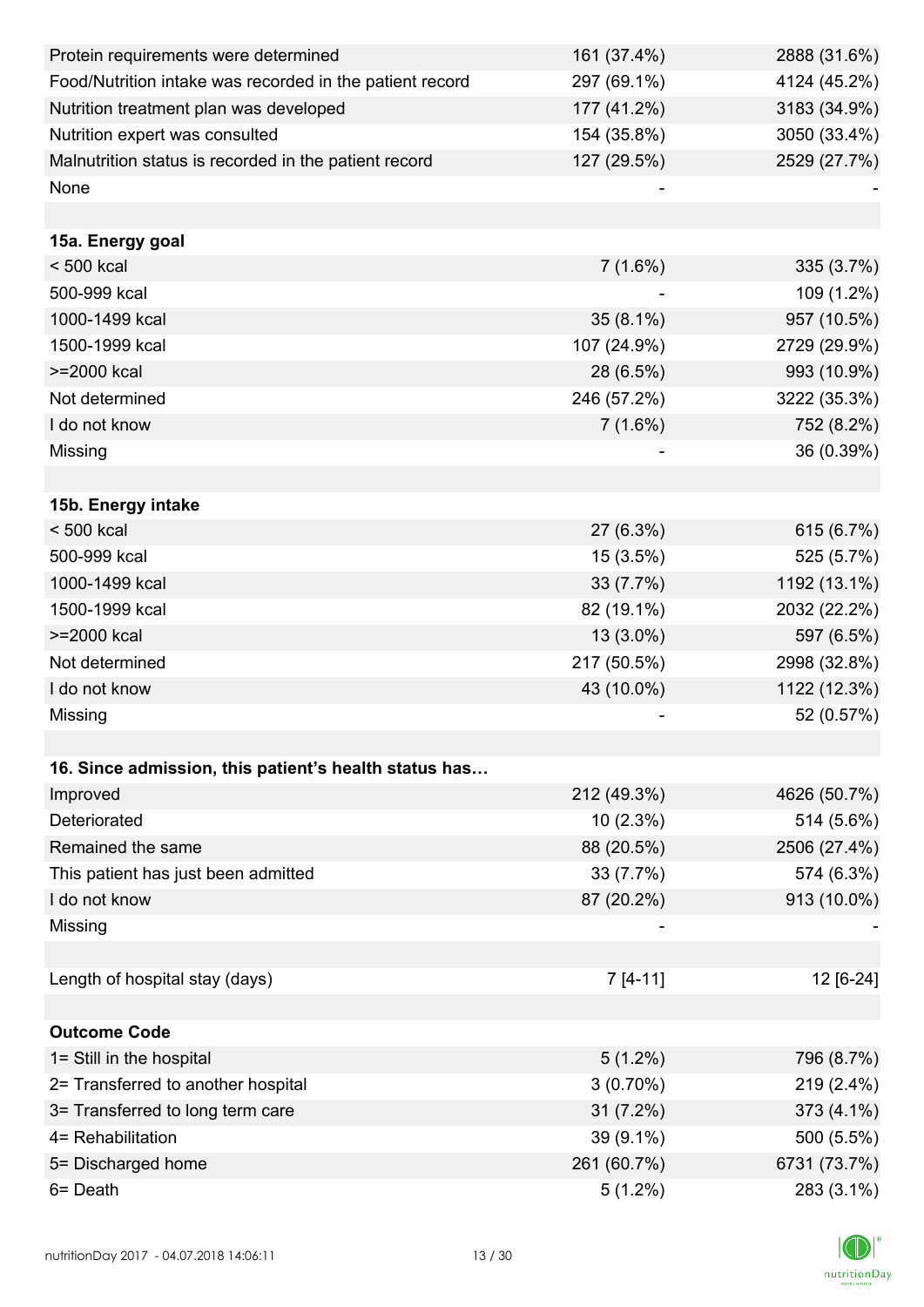| | | |
|---|---|---|
| Protein requirements were determined | 161 (37.4%) | 2888 (31.6%) |
| Food/Nutrition intake was recorded in the patient record | 297 (69.1%) | 4124 (45.2%) |
| Nutrition treatment plan was developed | 177 (41.2%) | 3183 (34.9%) |
| Nutrition expert was consulted | 154 (35.8%) | 3050 (33.4%) |
| Malnutrition status is recorded in the patient record | 127 (29.5%) | 2529 (27.7%) |
| None | - | - |
| | | |
| **15a. Energy goal** | | |
| < 500 kcal | 7 (1.6%) | 335 (3.7%) |
| 500-999 kcal | - | 109 (1.2%) |
| 1000-1499 kcal | 35 (8.1%) | 957 (10.5%) |
| 1500-1999 kcal | 107 (24.9%) | 2729 (29.9%) |
| >=2000 kcal | 28 (6.5%) | 993 (10.9%) |
| Not determined | 246 (57.2%) | 3222 (35.3%) |
| I do not know | 7 (1.6%) | 752 (8.2%) |
| Missing | - | 36 (0.39%) |
| | | |
| **15b. Energy intake** | | |
| < 500 kcal | 27 (6.3%) | 615 (6.7%) |
| 500-999 kcal | 15 (3.5%) | 525 (5.7%) |
| 1000-1499 kcal | 33 (7.7%) | 1192 (13.1%) |
| 1500-1999 kcal | 82 (19.1%) | 2032 (22.2%) |
| >=2000 kcal | 13 (3.0%) | 597 (6.5%) |
| Not determined | 217 (50.5%) | 2998 (32.8%) |
| I do not know | 43 (10.0%) | 1122 (12.3%) |
| Missing | - | 52 (0.57%) |
| | | |
| **16. Since admission, this patient's health status has…** | | |
| Improved | 212 (49.3%) | 4626 (50.7%) |
| Deteriorated | 10 (2.3%) | 514 (5.6%) |
| Remained the same | 88 (20.5%) | 2506 (27.4%) |
| This patient has just been admitted | 33 (7.7%) | 574 (6.3%) |
| I do not know | 87 (20.2%) | 913 (10.0%) |
| Missing | - | - |
| | | |
| Length of hospital stay (days) | 7 [4-11] | 12 [6-24] |
| | | |
| **Outcome Code** | | |
| 1= Still in the hospital | 5 (1.2%) | 796 (8.7%) |
| 2= Transferred to another hospital | 3 (0.70%) | 219 (2.4%) |
| 3= Transferred to long term care | 31 (7.2%) | 373 (4.1%) |
| 4= Rehabilitation | 39 (9.1%) | 500 (5.5%) |
| 5= Discharged home | 261 (60.7%) | 6731 (73.7%) |
| 6= Death | 5 (1.2%) | 283 (3.1%) |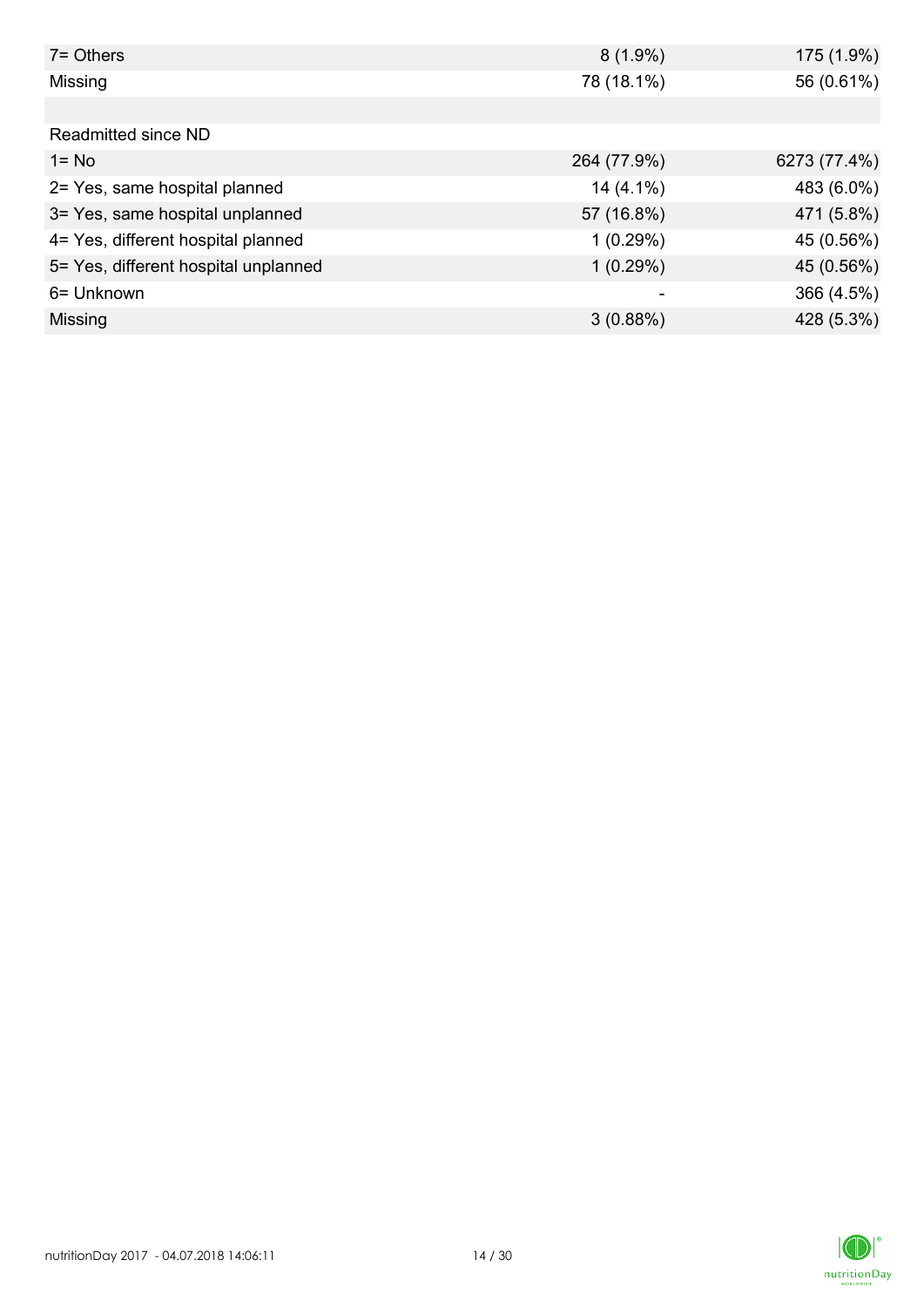| | | |
|---|---|---|
| 7= Others | 8 (1.9%) | 175 (1.9%) |
| Missing | 78 (18.1%) | 56 (0.61%) |
| | | |
| Readmitted since ND | | |
| 1= No | 264 (77.9%) | 6273 (77.4%) |
| 2= Yes, same hospital planned | 14 (4.1%) | 483 (6.0%) |
| 3= Yes, same hospital unplanned | 57 (16.8%) | 471 (5.8%) |
| 4= Yes, different hospital planned | 1 (0.29%) | 45 (0.56%) |
| 5= Yes, different hospital unplanned | 1 (0.29%) | 45 (0.56%) |
| 6= Unknown | - | 366 (4.5%) |
| Missing | 3 (0.88%) | 428 (5.3%) |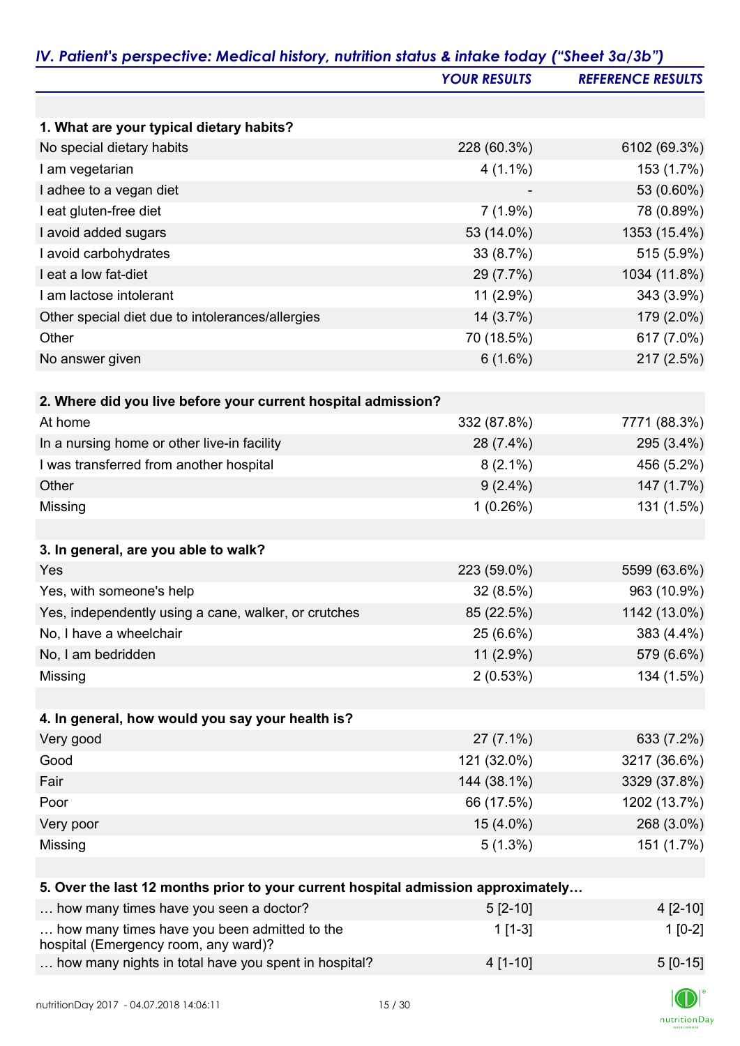## *IV. Patient's perspective: Medical history, nutrition status & intake today ("Sheet 3a/3b")*

| | *YOUR RESULTS* | *REFERENCE RESULTS* |
|---|---|---|
| **1. What are your typical dietary habits?** | | |
| No special dietary habits | 228 (60.3%) | 6102 (69.3%) |
| I am vegetarian | 4 (1.1%) | 153 (1.7%) |
| I adhee to a vegan diet | - | 53 (0.60%) |
| I eat gluten-free diet | 7 (1.9%) | 78 (0.89%) |
| I avoid added sugars | 53 (14.0%) | 1353 (15.4%) |
| I avoid carbohydrates | 33 (8.7%) | 515 (5.9%) |
| I eat a low fat-diet | 29 (7.7%) | 1034 (11.8%) |
| I am lactose intolerant | 11 (2.9%) | 343 (3.9%) |
| Other special diet due to intolerances/allergies | 14 (3.7%) | 179 (2.0%) |
| Other | 70 (18.5%) | 617 (7.0%) |
| No answer given | 6 (1.6%) | 217 (2.5%) |
| **2. Where did you live before your current hospital admission?** | | |
| At home | 332 (87.8%) | 7771 (88.3%) |
| In a nursing home or other live-in facility | 28 (7.4%) | 295 (3.4%) |
| I was transferred from another hospital | 8 (2.1%) | 456 (5.2%) |
| Other | 9 (2.4%) | 147 (1.7%) |
| Missing | 1 (0.26%) | 131 (1.5%) |
| **3. In general, are you able to walk?** | | |
| Yes | 223 (59.0%) | 5599 (63.6%) |
| Yes, with someone's help | 32 (8.5%) | 963 (10.9%) |
| Yes, independently using a cane, walker, or crutches | 85 (22.5%) | 1142 (13.0%) |
| No, I have a wheelchair | 25 (6.6%) | 383 (4.4%) |
| No, I am bedridden | 11 (2.9%) | 579 (6.6%) |
| Missing | 2 (0.53%) | 134 (1.5%) |
| **4. In general, how would you say your health is?** | | |
| Very good | 27 (7.1%) | 633 (7.2%) |
| Good | 121 (32.0%) | 3217 (36.6%) |
| Fair | 144 (38.1%) | 3329 (37.8%) |
| Poor | 66 (17.5%) | 1202 (13.7%) |
| Very poor | 15 (4.0%) | 268 (3.0%) |
| Missing | 5 (1.3%) | 151 (1.7%) |
| **5. Over the last 12 months prior to your current hospital admission approximately…** | | |
| … how many times have you seen a doctor? | 5 [2-10] | 4 [2-10] |
| … how many times have you been admitted to the hospital (Emergency room, any ward)? | 1 [1-3] | 1 [0-2] |
| … how many nights in total have you spent in hospital? | 4 [1-10] | 5 [0-15] |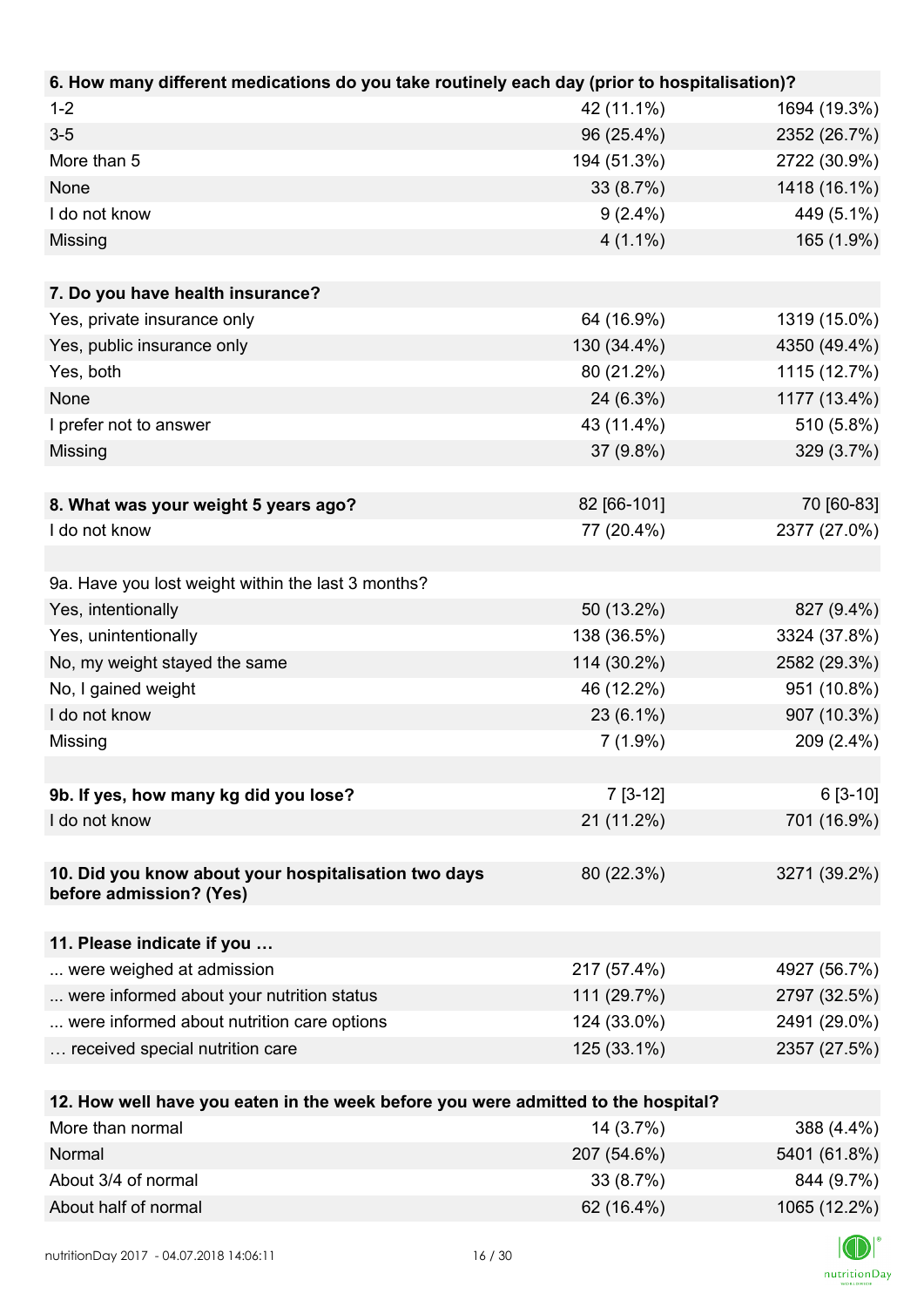| 6. How many different medications do you take routinely each day (prior to hospitalisation)? | | |
|---|---|---|
| 1-2 | 42 (11.1%) | 1694 (19.3%) |
| 3-5 | 96 (25.4%) | 2352 (26.7%) |
| More than 5 | 194 (51.3%) | 2722 (30.9%) |
| None | 33 (8.7%) | 1418 (16.1%) |
| I do not know | 9 (2.4%) | 449 (5.1%) |
| Missing | 4 (1.1%) | 165 (1.9%) |

| 7. Do you have health insurance? | | |
|---|---|---|
| Yes, private insurance only | 64 (16.9%) | 1319 (15.0%) |
| Yes, public insurance only | 130 (34.4%) | 4350 (49.4%) |
| Yes, both | 80 (21.2%) | 1115 (12.7%) |
| None | 24 (6.3%) | 1177 (13.4%) |
| I prefer not to answer | 43 (11.4%) | 510 (5.8%) |
| Missing | 37 (9.8%) | 329 (3.7%) |

| 8. What was your weight 5 years ago? | 82 [66-101] | 70 [60-83] |
|---|---|---|
| I do not know | 77 (20.4%) | 2377 (27.0%) |

| 9a. Have you lost weight within the last 3 months? | | |
|---|---|---|
| Yes, intentionally | 50 (13.2%) | 827 (9.4%) |
| Yes, unintentionally | 138 (36.5%) | 3324 (37.8%) |
| No, my weight stayed the same | 114 (30.2%) | 2582 (29.3%) |
| No, I gained weight | 46 (12.2%) | 951 (10.8%) |
| I do not know | 23 (6.1%) | 907 (10.3%) |
| Missing | 7 (1.9%) | 209 (2.4%) |

| 9b. If yes, how many kg did you lose? | 7 [3-12] | 6 [3-10] |
|---|---|---|
| I do not know | 21 (11.2%) | 701 (16.9%) |

| 10. Did you know about your hospitalisation two days before admission? (Yes) | 80 (22.3%) | 3271 (39.2%) |
|---|---|---|

| 11. Please indicate if you … | | |
|---|---|---|
| ... were weighed at admission | 217 (57.4%) | 4927 (56.7%) |
| ... were informed about your nutrition status | 111 (29.7%) | 2797 (32.5%) |
| ... were informed about nutrition care options | 124 (33.0%) | 2491 (29.0%) |
| … received special nutrition care | 125 (33.1%) | 2357 (27.5%) |

| 12. How well have you eaten in the week before you were admitted to the hospital? | | |
|---|---|---|
| More than normal | 14 (3.7%) | 388 (4.4%) |
| Normal | 207 (54.6%) | 5401 (61.8%) |
| About 3/4 of normal | 33 (8.7%) | 844 (9.7%) |
| About half of normal | 62 (16.4%) | 1065 (12.2%) |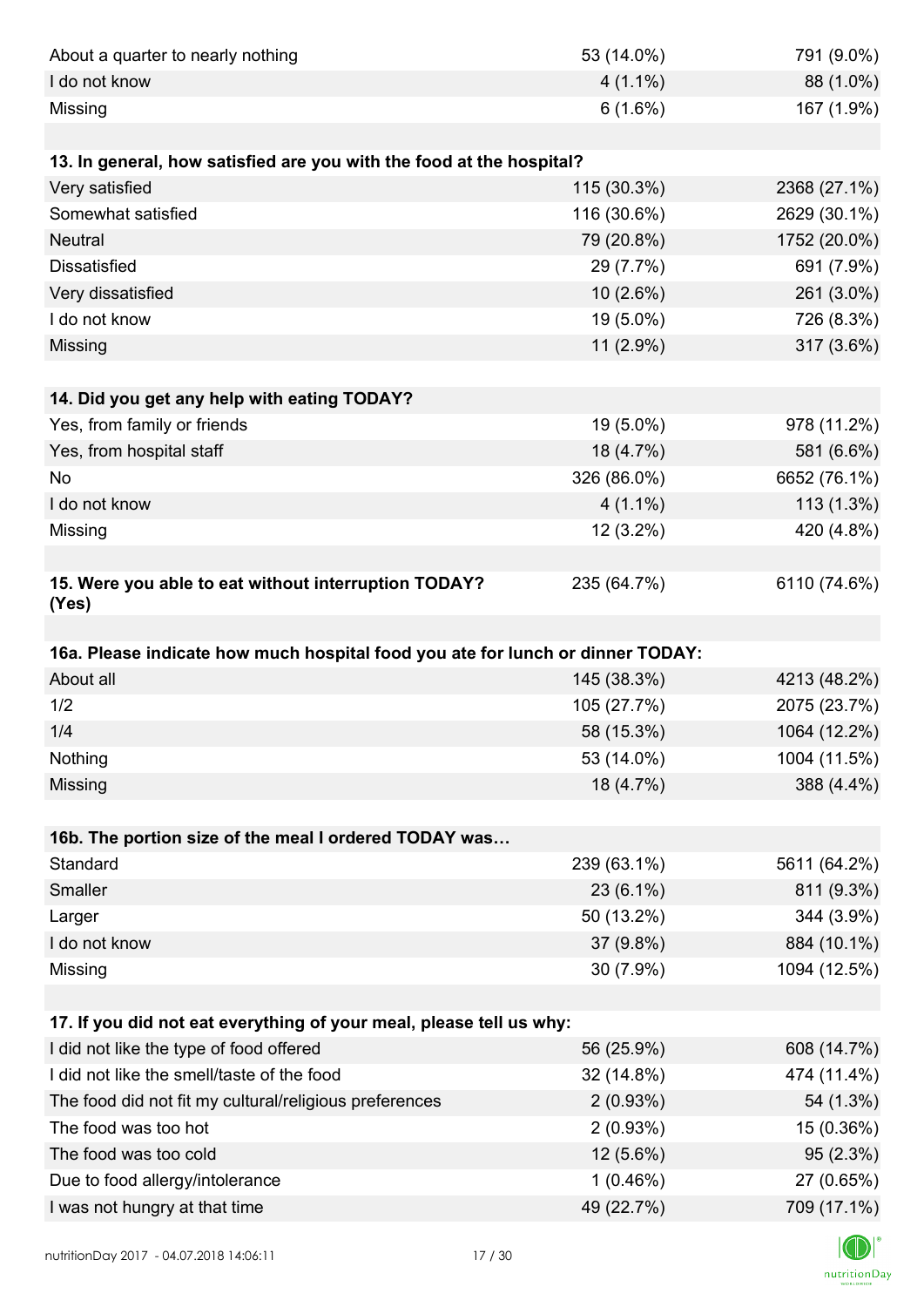| | | |
|---|---|---|
| About a quarter to nearly nothing | 53 (14.0%) | 791 (9.0%) |
| I do not know | 4 (1.1%) | 88 (1.0%) |
| Missing | 6 (1.6%) | 167 (1.9%) |

| 13. In general, how satisfied are you with the food at the hospital? | | |
|---|---|---|
| Very satisfied | 115 (30.3%) | 2368 (27.1%) |
| Somewhat satisfied | 116 (30.6%) | 2629 (30.1%) |
| Neutral | 79 (20.8%) | 1752 (20.0%) |
| Dissatisfied | 29 (7.7%) | 691 (7.9%) |
| Very dissatisfied | 10 (2.6%) | 261 (3.0%) |
| I do not know | 19 (5.0%) | 726 (8.3%) |
| Missing | 11 (2.9%) | 317 (3.6%) |

| 14. Did you get any help with eating TODAY? | | |
|---|---|---|
| Yes, from family or friends | 19 (5.0%) | 978 (11.2%) |
| Yes, from hospital staff | 18 (4.7%) | 581 (6.6%) |
| No | 326 (86.0%) | 6652 (76.1%) |
| I do not know | 4 (1.1%) | 113 (1.3%) |
| Missing | 12 (3.2%) | 420 (4.8%) |

| 15. Were you able to eat without interruption TODAY? (Yes) | 235 (64.7%) | 6110 (74.6%) |
|---|---|---|

| 16a. Please indicate how much hospital food you ate for lunch or dinner TODAY: | | |
|---|---|---|
| About all | 145 (38.3%) | 4213 (48.2%) |
| 1/2 | 105 (27.7%) | 2075 (23.7%) |
| 1/4 | 58 (15.3%) | 1064 (12.2%) |
| Nothing | 53 (14.0%) | 1004 (11.5%) |
| Missing | 18 (4.7%) | 388 (4.4%) |

| 16b. The portion size of the meal I ordered TODAY was… | | |
|---|---|---|
| Standard | 239 (63.1%) | 5611 (64.2%) |
| Smaller | 23 (6.1%) | 811 (9.3%) |
| Larger | 50 (13.2%) | 344 (3.9%) |
| I do not know | 37 (9.8%) | 884 (10.1%) |
| Missing | 30 (7.9%) | 1094 (12.5%) |

| 17. If you did not eat everything of your meal, please tell us why: | | |
|---|---|---|
| I did not like the type of food offered | 56 (25.9%) | 608 (14.7%) |
| I did not like the smell/taste of the food | 32 (14.8%) | 474 (11.4%) |
| The food did not fit my cultural/religious preferences | 2 (0.93%) | 54 (1.3%) |
| The food was too hot | 2 (0.93%) | 15 (0.36%) |
| The food was too cold | 12 (5.6%) | 95 (2.3%) |
| Due to food allergy/intolerance | 1 (0.46%) | 27 (0.65%) |
| I was not hungry at that time | 49 (22.7%) | 709 (17.1%) |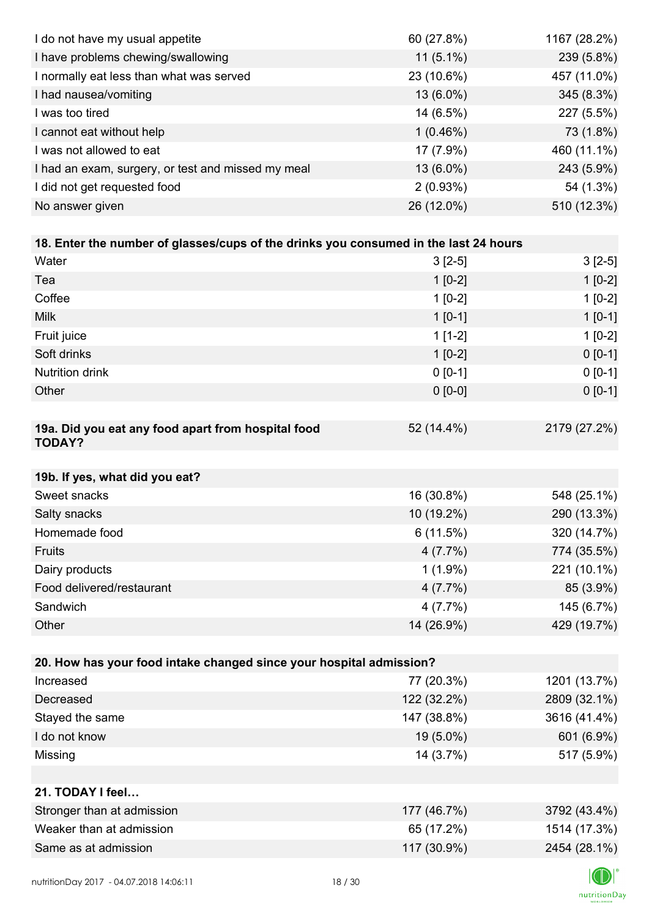| | | |
|---|---|---|
| I do not have my usual appetite | 60 (27.8%) | 1167 (28.2%) |
| I have problems chewing/swallowing | 11 (5.1%) | 239 (5.8%) |
| I normally eat less than what was served | 23 (10.6%) | 457 (11.0%) |
| I had nausea/vomiting | 13 (6.0%) | 345 (8.3%) |
| I was too tired | 14 (6.5%) | 227 (5.5%) |
| I cannot eat without help | 1 (0.46%) | 73 (1.8%) |
| I was not allowed to eat | 17 (7.9%) | 460 (11.1%) |
| I had an exam, surgery, or test and missed my meal | 13 (6.0%) | 243 (5.9%) |
| I did not get requested food | 2 (0.93%) | 54 (1.3%) |
| No answer given | 26 (12.0%) | 510 (12.3%) |

| **18. Enter the number of glasses/cups of the drinks you consumed in the last 24 hours** | | |
|---|---|---|
| Water | 3 [2-5] | 3 [2-5] |
| Tea | 1 [0-2] | 1 [0-2] |
| Coffee | 1 [0-2] | 1 [0-2] |
| Milk | 1 [0-1] | 1 [0-1] |
| Fruit juice | 1 [1-2] | 1 [0-2] |
| Soft drinks | 1 [0-2] | 0 [0-1] |
| Nutrition drink | 0 [0-1] | 0 [0-1] |
| Other | 0 [0-0] | 0 [0-1] |

| **19a. Did you eat any food apart from hospital food TODAY?** | 52 (14.4%) | 2179 (27.2%) |
|---|---|---|

| **19b. If yes, what did you eat?** | | |
|---|---|---|
| Sweet snacks | 16 (30.8%) | 548 (25.1%) |
| Salty snacks | 10 (19.2%) | 290 (13.3%) |
| Homemade food | 6 (11.5%) | 320 (14.7%) |
| Fruits | 4 (7.7%) | 774 (35.5%) |
| Dairy products | 1 (1.9%) | 221 (10.1%) |
| Food delivered/restaurant | 4 (7.7%) | 85 (3.9%) |
| Sandwich | 4 (7.7%) | 145 (6.7%) |
| Other | 14 (26.9%) | 429 (19.7%) |

| **20. How has your food intake changed since your hospital admission?** | | |
|---|---|---|
| Increased | 77 (20.3%) | 1201 (13.7%) |
| Decreased | 122 (32.2%) | 2809 (32.1%) |
| Stayed the same | 147 (38.8%) | 3616 (41.4%) |
| I do not know | 19 (5.0%) | 601 (6.9%) |
| Missing | 14 (3.7%) | 517 (5.9%) |

| **21. TODAY I feel…** | | |
|---|---|---|
| Stronger than at admission | 177 (46.7%) | 3792 (43.4%) |
| Weaker than at admission | 65 (17.2%) | 1514 (17.3%) |
| Same as at admission | 117 (30.9%) | 2454 (28.1%) |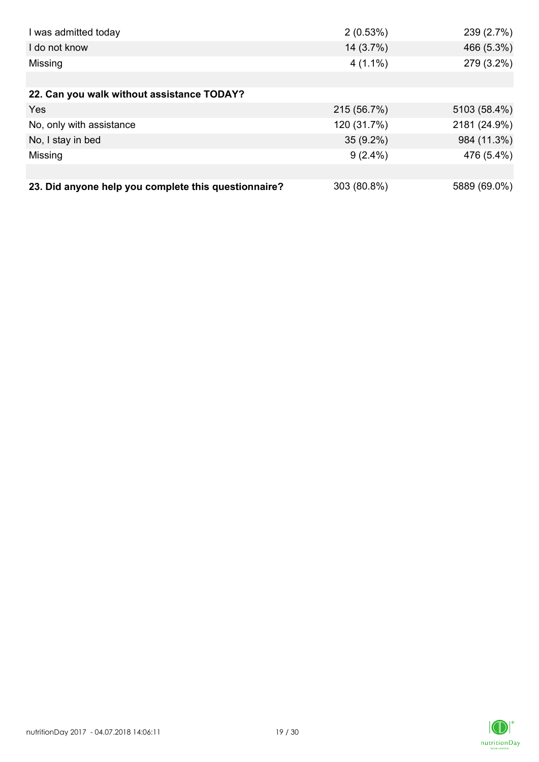| | | |
|---|---|---|
| I was admitted today | 2 (0.53%) | 239 (2.7%) |
| I do not know | 14 (3.7%) | 466 (5.3%) |
| Missing | 4 (1.1%) | 279 (3.2%) |
| | | |
| **22. Can you walk without assistance TODAY?** | | |
| Yes | 215 (56.7%) | 5103 (58.4%) |
| No, only with assistance | 120 (31.7%) | 2181 (24.9%) |
| No, I stay in bed | 35 (9.2%) | 984 (11.3%) |
| Missing | 9 (2.4%) | 476 (5.4%) |
| | | |
| **23. Did anyone help you complete this questionnaire?** | 303 (80.8%) | 5889 (69.0%) |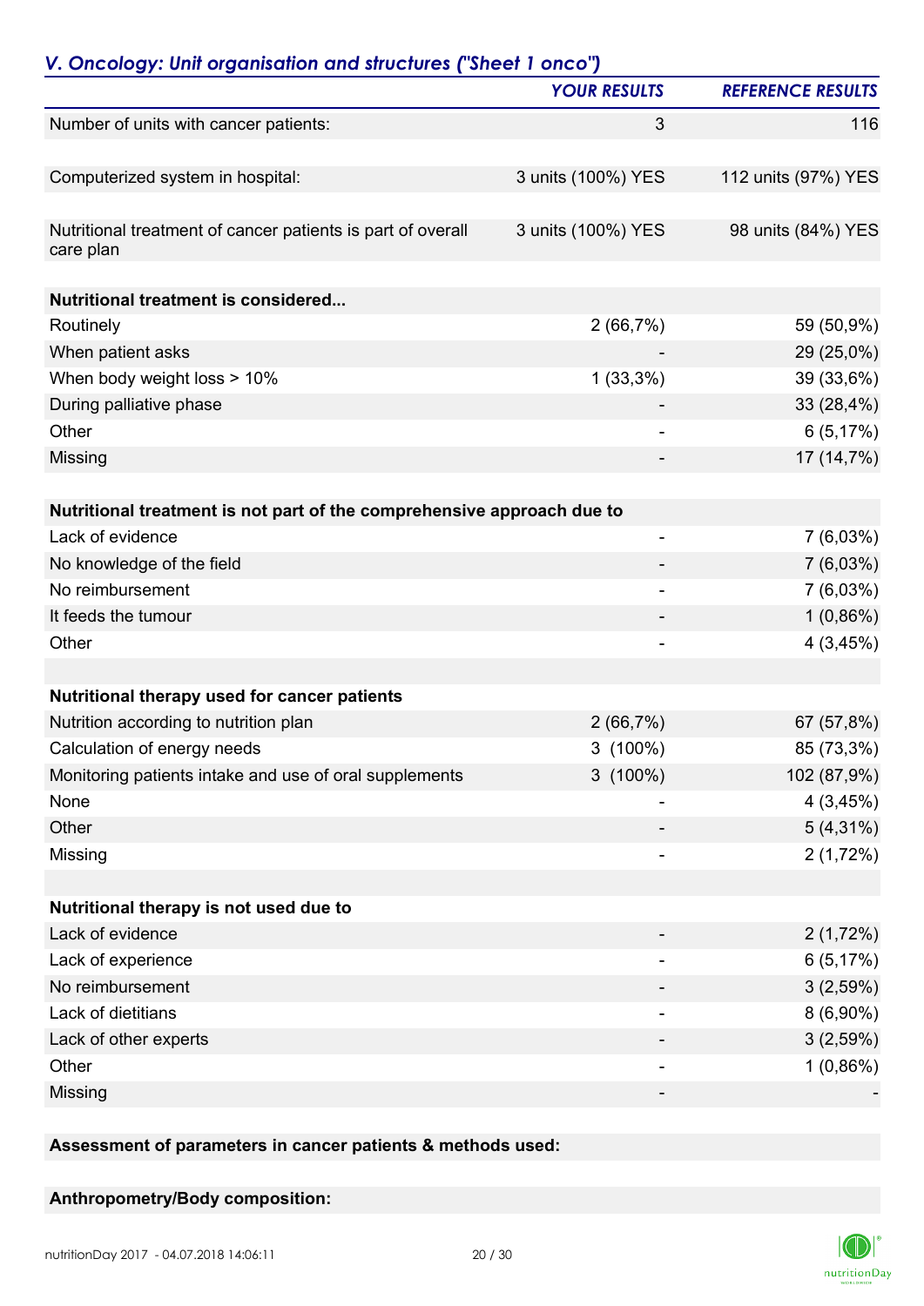## *V. Oncology: Unit organisation and structures ("Sheet 1 onco")*

| | YOUR RESULTS | REFERENCE RESULTS |
|---|---|---|
| Number of units with cancer patients: | 3 | 116 |
| | | |
| Computerized system in hospital: | 3 units (100%) YES | 112 units (97%) YES |
| | | |
| Nutritional treatment of cancer patients is part of overall care plan | 3 units (100%) YES | 98 units (84%) YES |
| | | |
| **Nutritional treatment is considered...** | | |
| Routinely | 2 (66,7%) | 59 (50,9%) |
| When patient asks | - | 29 (25,0%) |
| When body weight loss > 10% | 1 (33,3%) | 39 (33,6%) |
| During palliative phase | - | 33 (28,4%) |
| Other | - | 6 (5,17%) |
| Missing | - | 17 (14,7%) |
| | | |
| **Nutritional treatment is not part of the comprehensive approach due to** | | |
| Lack of evidence | - | 7 (6,03%) |
| No knowledge of the field | - | 7 (6,03%) |
| No reimbursement | - | 7 (6,03%) |
| It feeds the tumour | - | 1 (0,86%) |
| Other | - | 4 (3,45%) |
| | | |
| **Nutritional therapy used for cancer patients** | | |
| Nutrition according to nutrition plan | 2 (66,7%) | 67 (57,8%) |
| Calculation of energy needs | 3 (100%) | 85 (73,3%) |
| Monitoring patients intake and use of oral supplements | 3 (100%) | 102 (87,9%) |
| None | - | 4 (3,45%) |
| Other | - | 5 (4,31%) |
| Missing | - | 2 (1,72%) |
| | | |
| **Nutritional therapy is not used due to** | | |
| Lack of evidence | - | 2 (1,72%) |
| Lack of experience | - | 6 (5,17%) |
| No reimbursement | - | 3 (2,59%) |
| Lack of dietitians | - | 8 (6,90%) |
| Lack of other experts | - | 3 (2,59%) |
| Other | - | 1 (0,86%) |
| Missing | - | - |

**Assessment of parameters in cancer patients & methods used:**

**Anthropometry/Body composition:**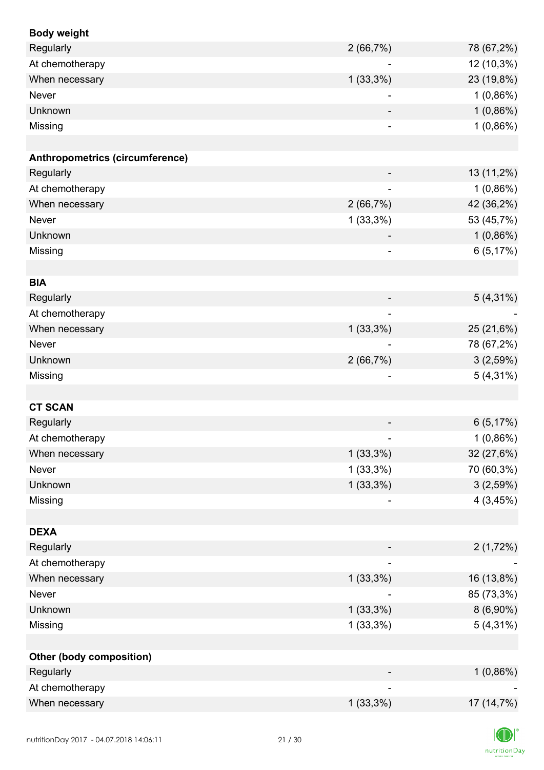| **Body weight** | | |
|---|---|---|
| Regularly | 2 (66,7%) | 78 (67,2%) |
| At chemotherapy | - | 12 (10,3%) |
| When necessary | 1 (33,3%) | 23 (19,8%) |
| Never | - | 1 (0,86%) |
| Unknown | - | 1 (0,86%) |
| Missing | - | 1 (0,86%) |
| | | |
| **Anthropometrics (circumference)** | | |
| Regularly | - | 13 (11,2%) |
| At chemotherapy | - | 1 (0,86%) |
| When necessary | 2 (66,7%) | 42 (36,2%) |
| Never | 1 (33,3%) | 53 (45,7%) |
| Unknown | - | 1 (0,86%) |
| Missing | - | 6 (5,17%) |
| | | |
| **BIA** | | |
| Regularly | - | 5 (4,31%) |
| At chemotherapy | - | - |
| When necessary | 1 (33,3%) | 25 (21,6%) |
| Never | - | 78 (67,2%) |
| Unknown | 2 (66,7%) | 3 (2,59%) |
| Missing | - | 5 (4,31%) |
| | | |
| **CT SCAN** | | |
| Regularly | - | 6 (5,17%) |
| At chemotherapy | - | 1 (0,86%) |
| When necessary | 1 (33,3%) | 32 (27,6%) |
| Never | 1 (33,3%) | 70 (60,3%) |
| Unknown | 1 (33,3%) | 3 (2,59%) |
| Missing | - | 4 (3,45%) |
| | | |
| **DEXA** | | |
| Regularly | - | 2 (1,72%) |
| At chemotherapy | - | - |
| When necessary | 1 (33,3%) | 16 (13,8%) |
| Never | - | 85 (73,3%) |
| Unknown | 1 (33,3%) | 8 (6,90%) |
| Missing | 1 (33,3%) | 5 (4,31%) |
| | | |
| **Other (body composition)** | | |
| Regularly | - | 1 (0,86%) |
| At chemotherapy | - | - |
| When necessary | 1 (33,3%) | 17 (14,7%) |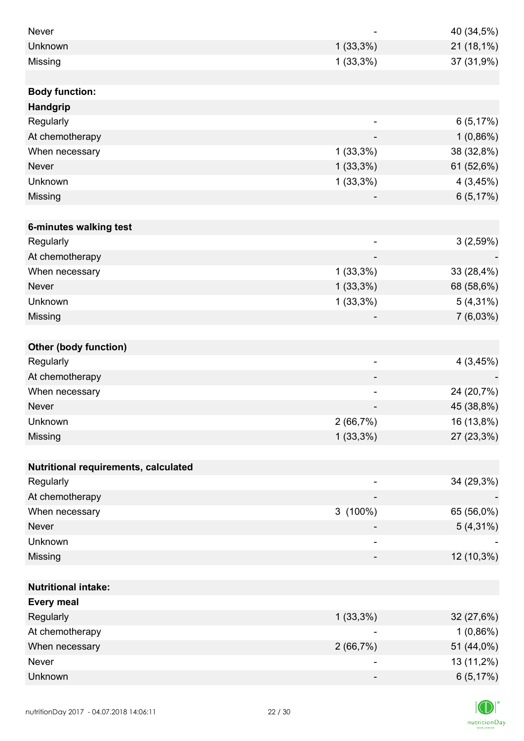| | | |
|---|---|---|
| Never | - | 40 (34,5%) |
| Unknown | 1 (33,3%) | 21 (18,1%) |
| Missing | 1 (33,3%) | 37 (31,9%) |
| | | |
| **Body function:** | | |
| **Handgrip** | | |
| Regularly | - | 6 (5,17%) |
| At chemotherapy | - | 1 (0,86%) |
| When necessary | 1 (33,3%) | 38 (32,8%) |
| Never | 1 (33,3%) | 61 (52,6%) |
| Unknown | 1 (33,3%) | 4 (3,45%) |
| Missing | - | 6 (5,17%) |
| | | |
| **6-minutes walking test** | | |
| Regularly | - | 3 (2,59%) |
| At chemotherapy | - | - |
| When necessary | 1 (33,3%) | 33 (28,4%) |
| Never | 1 (33,3%) | 68 (58,6%) |
| Unknown | 1 (33,3%) | 5 (4,31%) |
| Missing | - | 7 (6,03%) |
| | | |
| **Other (body function)** | | |
| Regularly | - | 4 (3,45%) |
| At chemotherapy | - | - |
| When necessary | - | 24 (20,7%) |
| Never | - | 45 (38,8%) |
| Unknown | 2 (66,7%) | 16 (13,8%) |
| Missing | 1 (33,3%) | 27 (23,3%) |
| | | |
| **Nutritional requirements, calculated** | | |
| Regularly | - | 34 (29,3%) |
| At chemotherapy | - | - |
| When necessary | 3 (100%) | 65 (56,0%) |
| Never | - | 5 (4,31%) |
| Unknown | - | - |
| Missing | - | 12 (10,3%) |
| | | |
| **Nutritional intake:** | | |
| **Every meal** | | |
| Regularly | 1 (33,3%) | 32 (27,6%) |
| At chemotherapy | - | 1 (0,86%) |
| When necessary | 2 (66,7%) | 51 (44,0%) |
| Never | - | 13 (11,2%) |
| Unknown | - | 6 (5,17%) |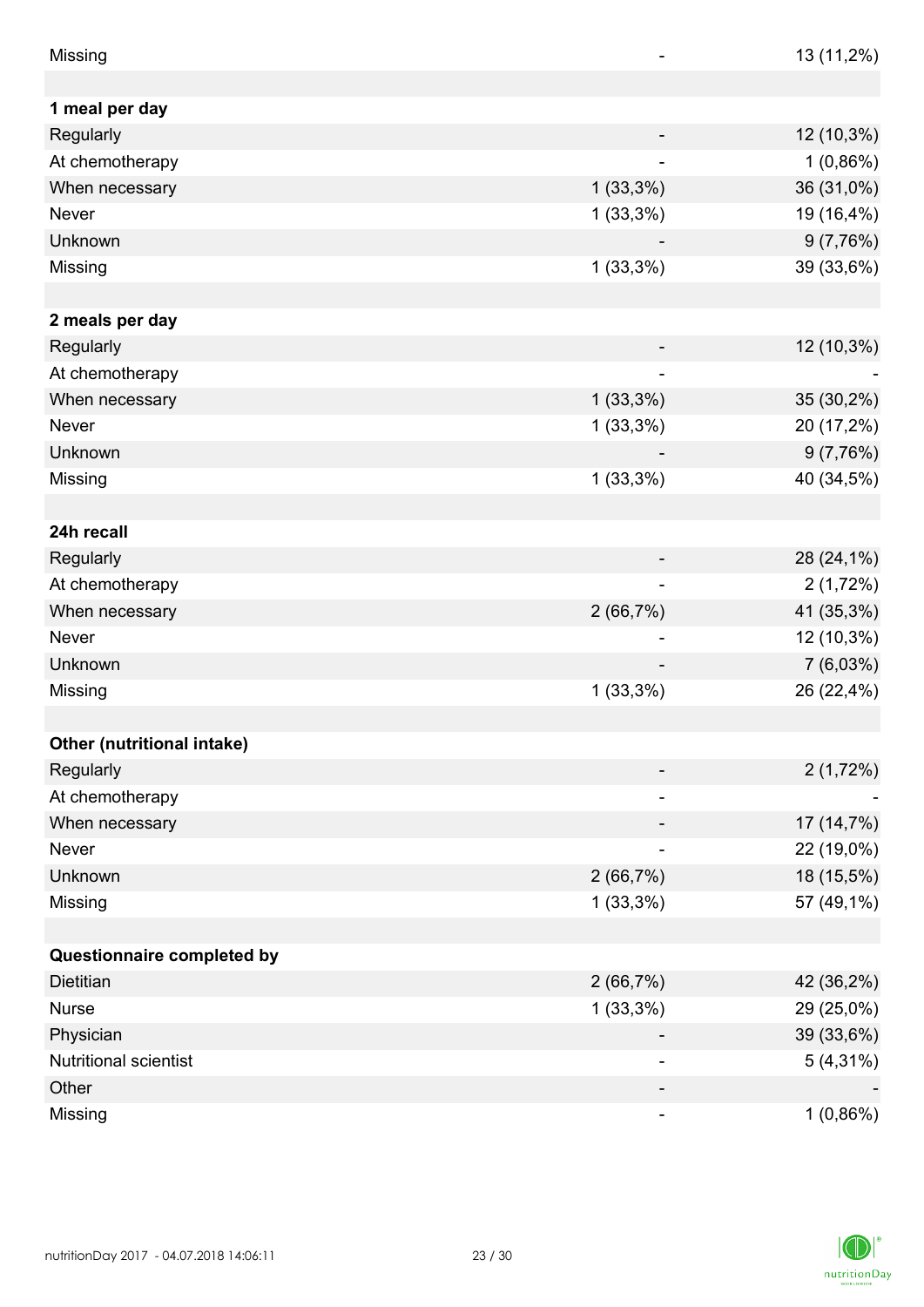| | | |
|---|---|---|
| Missing | - | 13 (11,2%) |
| | | |
| **1 meal per day** | | |
| Regularly | - | 12 (10,3%) |
| At chemotherapy | - | 1 (0,86%) |
| When necessary | 1 (33,3%) | 36 (31,0%) |
| Never | 1 (33,3%) | 19 (16,4%) |
| Unknown | - | 9 (7,76%) |
| Missing | 1 (33,3%) | 39 (33,6%) |
| | | |
| **2 meals per day** | | |
| Regularly | - | 12 (10,3%) |
| At chemotherapy | - | - |
| When necessary | 1 (33,3%) | 35 (30,2%) |
| Never | 1 (33,3%) | 20 (17,2%) |
| Unknown | - | 9 (7,76%) |
| Missing | 1 (33,3%) | 40 (34,5%) |
| | | |
| **24h recall** | | |
| Regularly | - | 28 (24,1%) |
| At chemotherapy | - | 2 (1,72%) |
| When necessary | 2 (66,7%) | 41 (35,3%) |
| Never | - | 12 (10,3%) |
| Unknown | - | 7 (6,03%) |
| Missing | 1 (33,3%) | 26 (22,4%) |
| | | |
| **Other (nutritional intake)** | | |
| Regularly | - | 2 (1,72%) |
| At chemotherapy | - | - |
| When necessary | - | 17 (14,7%) |
| Never | - | 22 (19,0%) |
| Unknown | 2 (66,7%) | 18 (15,5%) |
| Missing | 1 (33,3%) | 57 (49,1%) |
| | | |
| **Questionnaire completed by** | | |
| Dietitian | 2 (66,7%) | 42 (36,2%) |
| Nurse | 1 (33,3%) | 29 (25,0%) |
| Physician | - | 39 (33,6%) |
| Nutritional scientist | - | 5 (4,31%) |
| Other | - | - |
| Missing | - | 1 (0,86%) |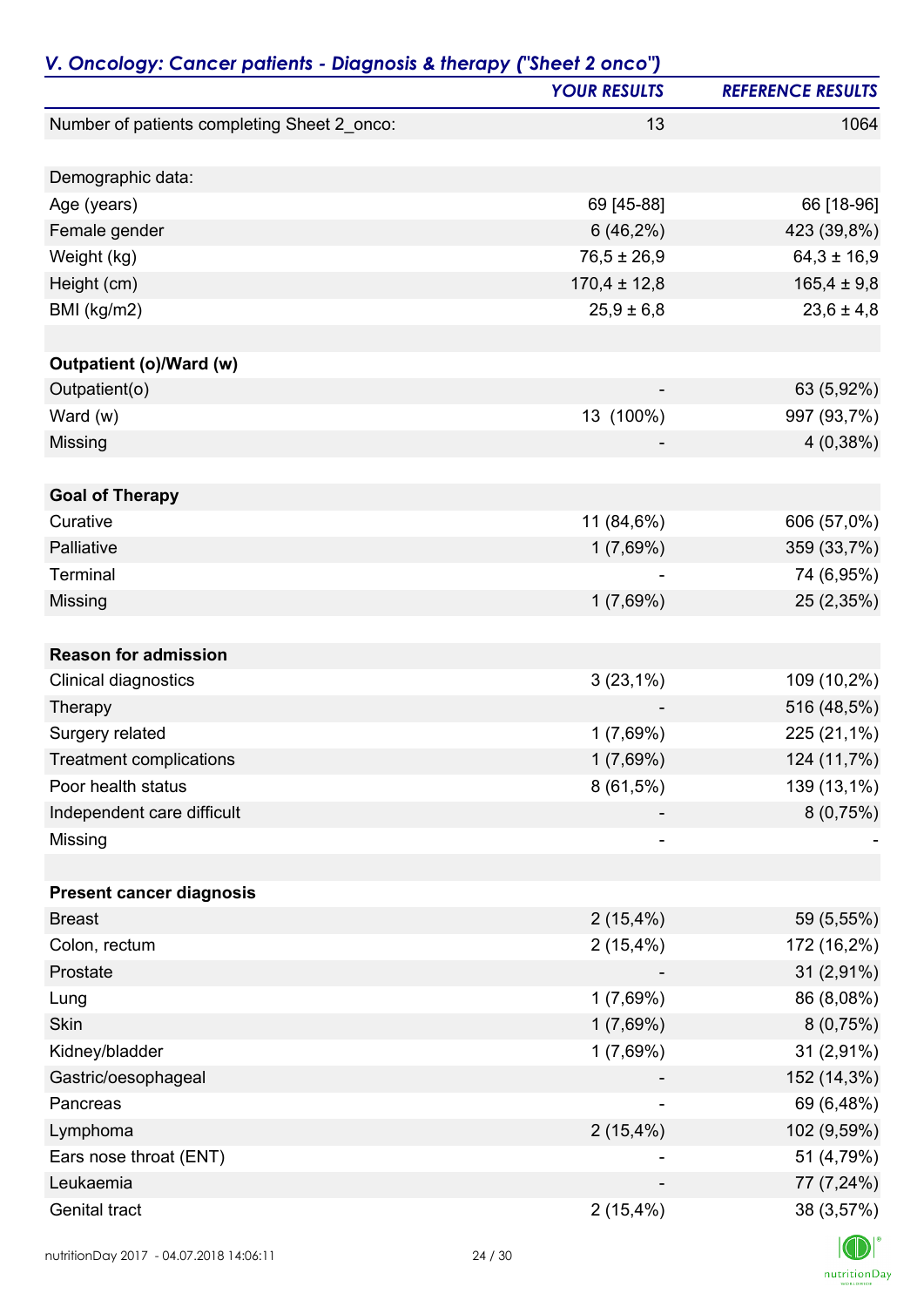## *V. Oncology: Cancer patients - Diagnosis & therapy ("Sheet 2 onco")*

| | *YOUR RESULTS* | *REFERENCE RESULTS* |
|---|---|---|
| Number of patients completing Sheet 2_onco: | 13 | 1064 |
| | | |
| Demographic data: | | |
| Age (years) | 69 [45-88] | 66 [18-96] |
| Female gender | 6 (46,2%) | 423 (39,8%) |
| Weight (kg) | 76,5 ± 26,9 | 64,3 ± 16,9 |
| Height (cm) | 170,4 ± 12,8 | 165,4 ± 9,8 |
| BMI (kg/m2) | 25,9 ± 6,8 | 23,6 ± 4,8 |
| | | |
| **Outpatient (o)/Ward (w)** | | |
| Outpatient(o) | - | 63 (5,92%) |
| Ward (w) | 13 (100%) | 997 (93,7%) |
| Missing | - | 4 (0,38%) |
| | | |
| **Goal of Therapy** | | |
| Curative | 11 (84,6%) | 606 (57,0%) |
| Palliative | 1 (7,69%) | 359 (33,7%) |
| Terminal | - | 74 (6,95%) |
| Missing | 1 (7,69%) | 25 (2,35%) |
| | | |
| **Reason for admission** | | |
| Clinical diagnostics | 3 (23,1%) | 109 (10,2%) |
| Therapy | - | 516 (48,5%) |
| Surgery related | 1 (7,69%) | 225 (21,1%) |
| Treatment complications | 1 (7,69%) | 124 (11,7%) |
| Poor health status | 8 (61,5%) | 139 (13,1%) |
| Independent care difficult | - | 8 (0,75%) |
| Missing | - | - |
| | | |
| **Present cancer diagnosis** | | |
| Breast | 2 (15,4%) | 59 (5,55%) |
| Colon, rectum | 2 (15,4%) | 172 (16,2%) |
| Prostate | - | 31 (2,91%) |
| Lung | 1 (7,69%) | 86 (8,08%) |
| Skin | 1 (7,69%) | 8 (0,75%) |
| Kidney/bladder | 1 (7,69%) | 31 (2,91%) |
| Gastric/oesophageal | - | 152 (14,3%) |
| Pancreas | - | 69 (6,48%) |
| Lymphoma | 2 (15,4%) | 102 (9,59%) |
| Ears nose throat (ENT) | - | 51 (4,79%) |
| Leukaemia | - | 77 (7,24%) |
| Genital tract | 2 (15,4%) | 38 (3,57%) |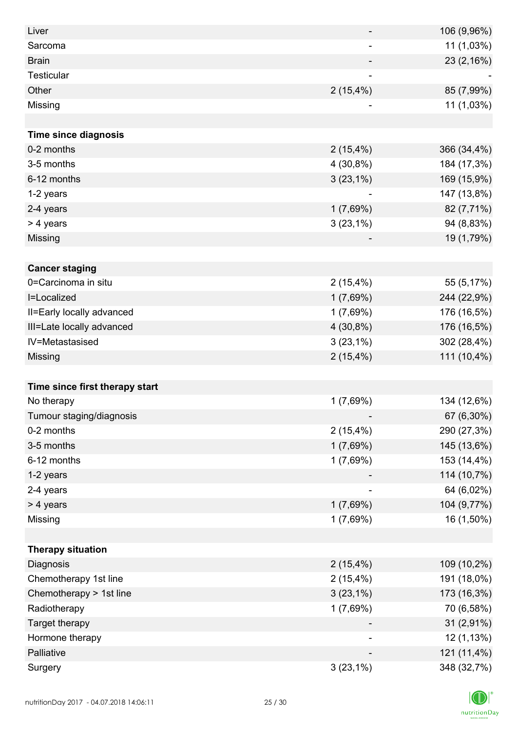| | | |
|---|---|---|
| Liver | - | 106 (9,96%) |
| Sarcoma | - | 11 (1,03%) |
| Brain | - | 23 (2,16%) |
| Testicular | - | - |
| Other | 2 (15,4%) | 85 (7,99%) |
| Missing | - | 11 (1,03%) |
| | | |
| **Time since diagnosis** | | |
| 0-2 months | 2 (15,4%) | 366 (34,4%) |
| 3-5 months | 4 (30,8%) | 184 (17,3%) |
| 6-12 months | 3 (23,1%) | 169 (15,9%) |
| 1-2 years | - | 147 (13,8%) |
| 2-4 years | 1 (7,69%) | 82 (7,71%) |
| > 4 years | 3 (23,1%) | 94 (8,83%) |
| Missing | - | 19 (1,79%) |
| | | |
| **Cancer staging** | | |
| 0=Carcinoma in situ | 2 (15,4%) | 55 (5,17%) |
| I=Localized | 1 (7,69%) | 244 (22,9%) |
| II=Early locally advanced | 1 (7,69%) | 176 (16,5%) |
| III=Late locally advanced | 4 (30,8%) | 176 (16,5%) |
| IV=Metastasised | 3 (23,1%) | 302 (28,4%) |
| Missing | 2 (15,4%) | 111 (10,4%) |
| | | |
| **Time since first therapy start** | | |
| No therapy | 1 (7,69%) | 134 (12,6%) |
| Tumour staging/diagnosis | - | 67 (6,30%) |
| 0-2 months | 2 (15,4%) | 290 (27,3%) |
| 3-5 months | 1 (7,69%) | 145 (13,6%) |
| 6-12 months | 1 (7,69%) | 153 (14,4%) |
| 1-2 years | - | 114 (10,7%) |
| 2-4 years | - | 64 (6,02%) |
| > 4 years | 1 (7,69%) | 104 (9,77%) |
| Missing | 1 (7,69%) | 16 (1,50%) |
| | | |
| **Therapy situation** | | |
| Diagnosis | 2 (15,4%) | 109 (10,2%) |
| Chemotherapy 1st line | 2 (15,4%) | 191 (18,0%) |
| Chemotherapy > 1st line | 3 (23,1%) | 173 (16,3%) |
| Radiotherapy | 1 (7,69%) | 70 (6,58%) |
| Target therapy | - | 31 (2,91%) |
| Hormone therapy | - | 12 (1,13%) |
| Palliative | - | 121 (11,4%) |
| Surgery | 3 (23,1%) | 348 (32,7%) |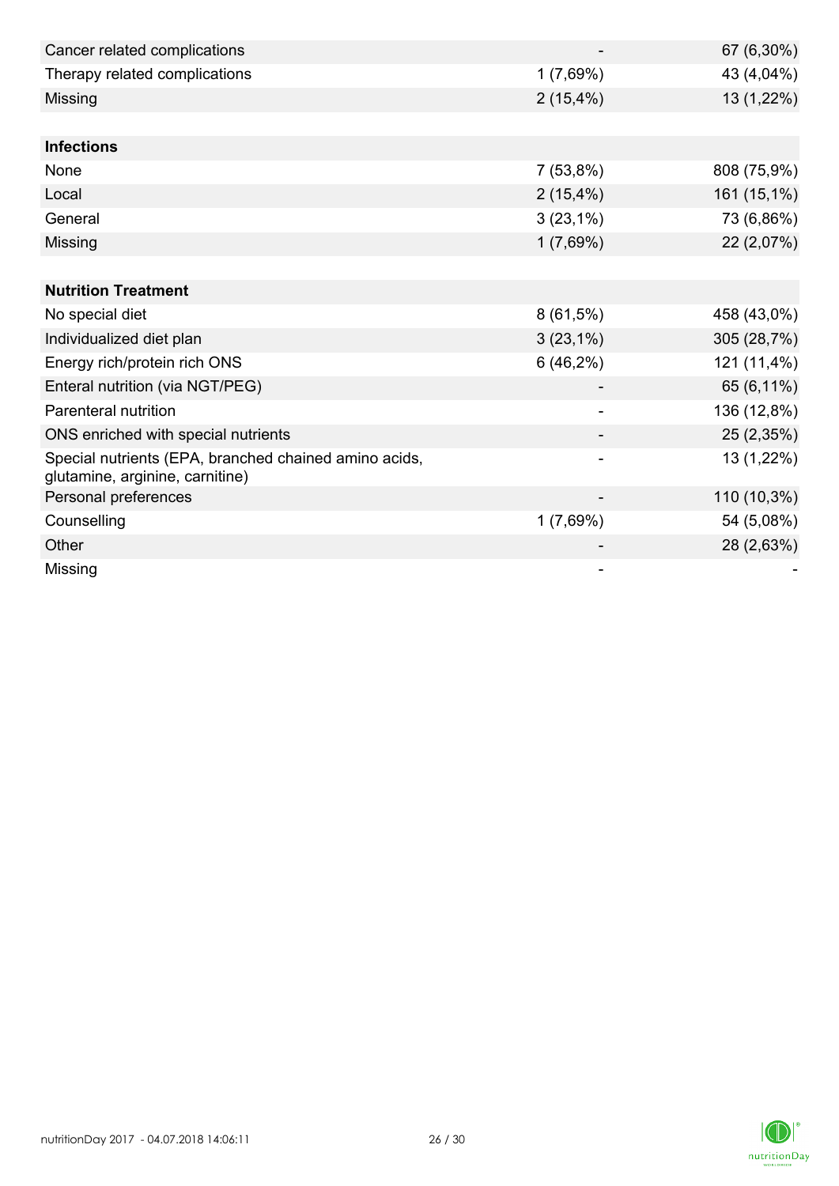| | | |
|---|---|---|
| Cancer related complications | - | 67 (6,30%) |
| Therapy related complications | 1 (7,69%) | 43 (4,04%) |
| Missing | 2 (15,4%) | 13 (1,22%) |
| | | |
| **Infections** | | |
| None | 7 (53,8%) | 808 (75,9%) |
| Local | 2 (15,4%) | 161 (15,1%) |
| General | 3 (23,1%) | 73 (6,86%) |
| Missing | 1 (7,69%) | 22 (2,07%) |
| | | |
| **Nutrition Treatment** | | |
| No special diet | 8 (61,5%) | 458 (43,0%) |
| Individualized diet plan | 3 (23,1%) | 305 (28,7%) |
| Energy rich/protein rich ONS | 6 (46,2%) | 121 (11,4%) |
| Enteral nutrition (via NGT/PEG) | - | 65 (6,11%) |
| Parenteral nutrition | - | 136 (12,8%) |
| ONS enriched with special nutrients | - | 25 (2,35%) |
| Special nutrients (EPA, branched chained amino acids, glutamine, arginine, carnitine) | - | 13 (1,22%) |
| Personal preferences | - | 110 (10,3%) |
| Counselling | 1 (7,69%) | 54 (5,08%) |
| Other | - | 28 (2,63%) |
| Missing | - | - |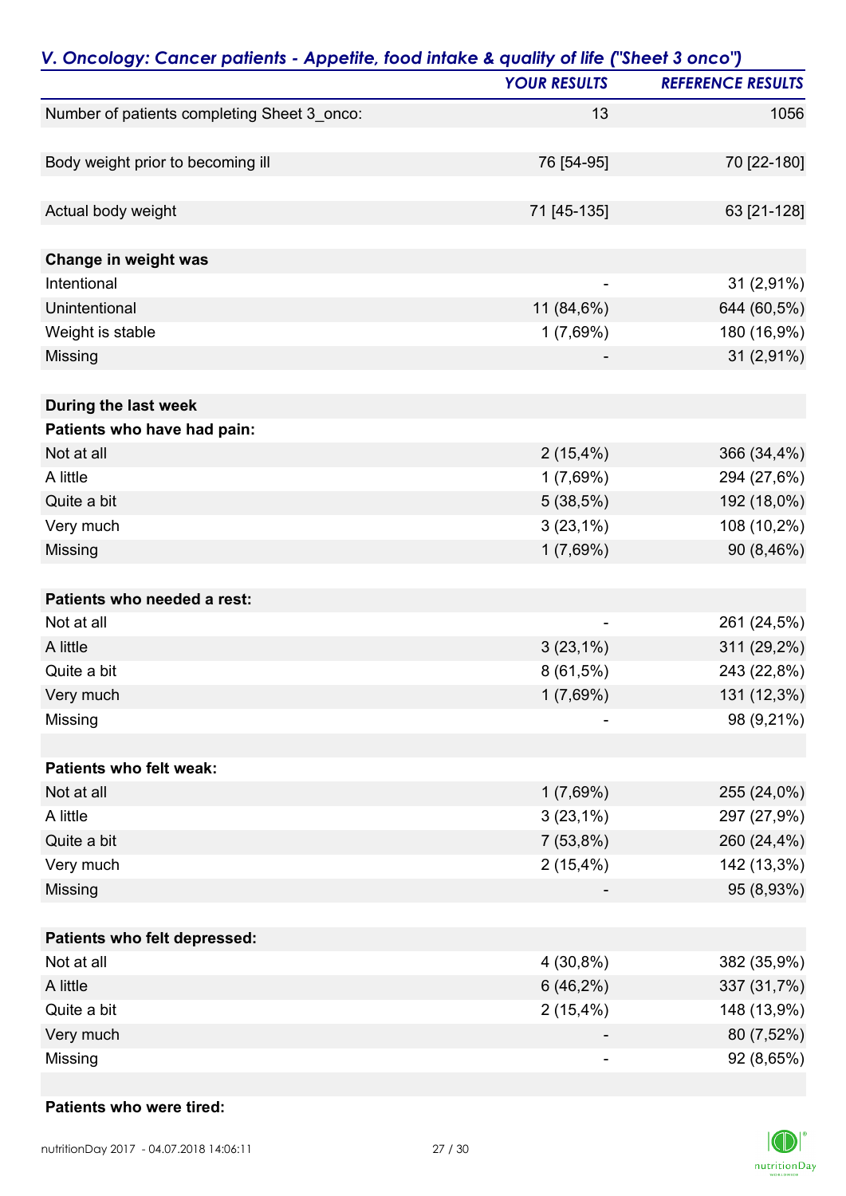## *V. Oncology: Cancer patients - Appetite, food intake & quality of life ("Sheet 3 onco")*

| | YOUR RESULTS | REFERENCE RESULTS |
|---|---|---|
| Number of patients completing Sheet 3_onco: | 13 | 1056 |
| | | |
| Body weight prior to becoming ill | 76 [54-95] | 70 [22-180] |
| | | |
| Actual body weight | 71 [45-135] | 63 [21-128] |
| | | |
| **Change in weight was** | | |
| Intentional | - | 31 (2,91%) |
| Unintentional | 11 (84,6%) | 644 (60,5%) |
| Weight is stable | 1 (7,69%) | 180 (16,9%) |
| Missing | - | 31 (2,91%) |
| | | |
| **During the last week** | | |
| **Patients who have had pain:** | | |
| Not at all | 2 (15,4%) | 366 (34,4%) |
| A little | 1 (7,69%) | 294 (27,6%) |
| Quite a bit | 5 (38,5%) | 192 (18,0%) |
| Very much | 3 (23,1%) | 108 (10,2%) |
| Missing | 1 (7,69%) | 90 (8,46%) |
| | | |
| **Patients who needed a rest:** | | |
| Not at all | - | 261 (24,5%) |
| A little | 3 (23,1%) | 311 (29,2%) |
| Quite a bit | 8 (61,5%) | 243 (22,8%) |
| Very much | 1 (7,69%) | 131 (12,3%) |
| Missing | - | 98 (9,21%) |
| | | |
| **Patients who felt weak:** | | |
| Not at all | 1 (7,69%) | 255 (24,0%) |
| A little | 3 (23,1%) | 297 (27,9%) |
| Quite a bit | 7 (53,8%) | 260 (24,4%) |
| Very much | 2 (15,4%) | 142 (13,3%) |
| Missing | - | 95 (8,93%) |
| | | |
| **Patients who felt depressed:** | | |
| Not at all | 4 (30,8%) | 382 (35,9%) |
| A little | 6 (46,2%) | 337 (31,7%) |
| Quite a bit | 2 (15,4%) | 148 (13,9%) |
| Very much | - | 80 (7,52%) |
| Missing | - | 92 (8,65%) |
| | | |
| **Patients who were tired:** | | |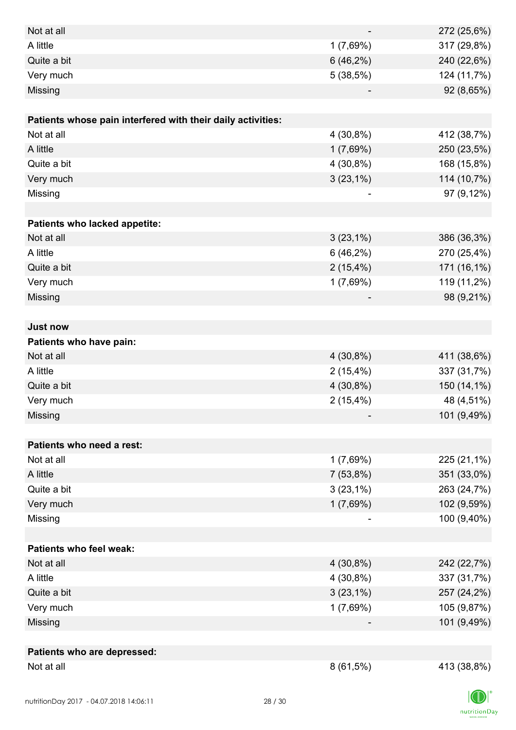| | | |
|---|---|---|
| Not at all | - | 272 (25,6%) |
| A little | 1 (7,69%) | 317 (29,8%) |
| Quite a bit | 6 (46,2%) | 240 (22,6%) |
| Very much | 5 (38,5%) | 124 (11,7%) |
| Missing | - | 92 (8,65%) |
| | | |
| **Patients whose pain interfered with their daily activities:** | | |
| Not at all | 4 (30,8%) | 412 (38,7%) |
| A little | 1 (7,69%) | 250 (23,5%) |
| Quite a bit | 4 (30,8%) | 168 (15,8%) |
| Very much | 3 (23,1%) | 114 (10,7%) |
| Missing | - | 97 (9,12%) |
| | | |
| **Patients who lacked appetite:** | | |
| Not at all | 3 (23,1%) | 386 (36,3%) |
| A little | 6 (46,2%) | 270 (25,4%) |
| Quite a bit | 2 (15,4%) | 171 (16,1%) |
| Very much | 1 (7,69%) | 119 (11,2%) |
| Missing | - | 98 (9,21%) |
| | | |
| **Just now** | | |
| **Patients who have pain:** | | |
| Not at all | 4 (30,8%) | 411 (38,6%) |
| A little | 2 (15,4%) | 337 (31,7%) |
| Quite a bit | 4 (30,8%) | 150 (14,1%) |
| Very much | 2 (15,4%) | 48 (4,51%) |
| Missing | - | 101 (9,49%) |
| | | |
| **Patients who need a rest:** | | |
| Not at all | 1 (7,69%) | 225 (21,1%) |
| A little | 7 (53,8%) | 351 (33,0%) |
| Quite a bit | 3 (23,1%) | 263 (24,7%) |
| Very much | 1 (7,69%) | 102 (9,59%) |
| Missing | - | 100 (9,40%) |
| | | |
| **Patients who feel weak:** | | |
| Not at all | 4 (30,8%) | 242 (22,7%) |
| A little | 4 (30,8%) | 337 (31,7%) |
| Quite a bit | 3 (23,1%) | 257 (24,2%) |
| Very much | 1 (7,69%) | 105 (9,87%) |
| Missing | - | 101 (9,49%) |
| | | |
| **Patients who are depressed:** | | |
| Not at all | 8 (61,5%) | 413 (38,8%) |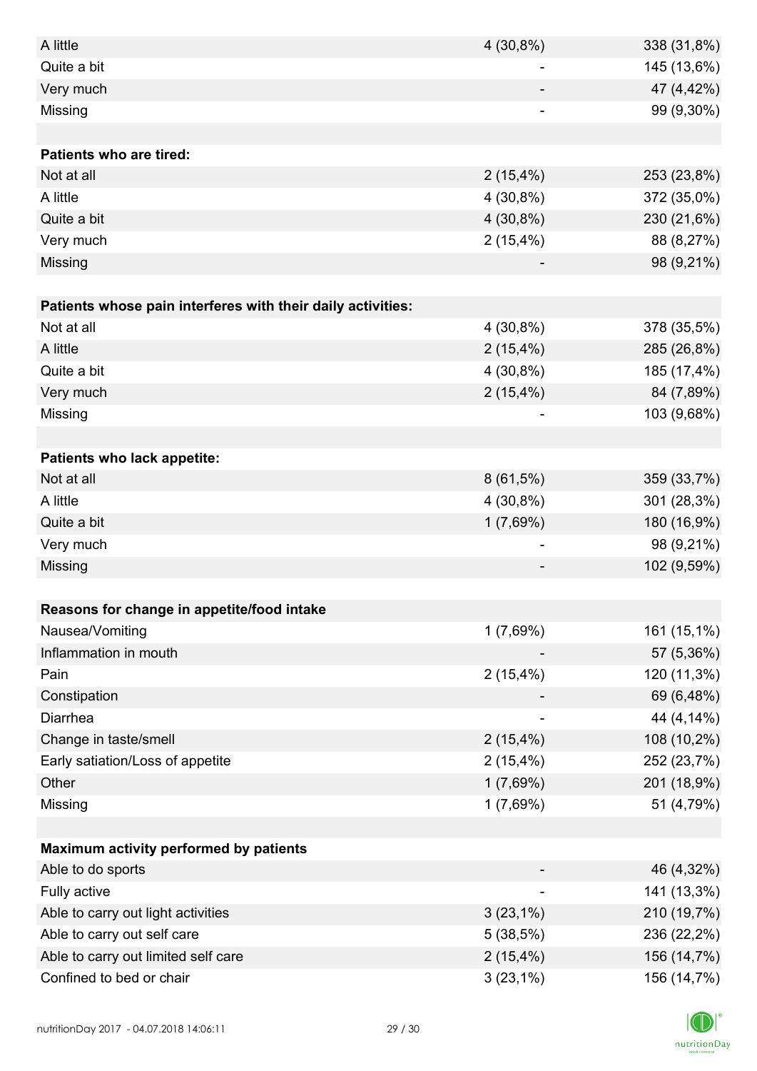| | | |
|---|---|---|
| A little | 4 (30,8%) | 338 (31,8%) |
| Quite a bit | - | 145 (13,6%) |
| Very much | - | 47 (4,42%) |
| Missing | - | 99 (9,30%) |
| | | |
| **Patients who are tired:** | | |
| Not at all | 2 (15,4%) | 253 (23,8%) |
| A little | 4 (30,8%) | 372 (35,0%) |
| Quite a bit | 4 (30,8%) | 230 (21,6%) |
| Very much | 2 (15,4%) | 88 (8,27%) |
| Missing | - | 98 (9,21%) |
| | | |
| **Patients whose pain interferes with their daily activities:** | | |
| Not at all | 4 (30,8%) | 378 (35,5%) |
| A little | 2 (15,4%) | 285 (26,8%) |
| Quite a bit | 4 (30,8%) | 185 (17,4%) |
| Very much | 2 (15,4%) | 84 (7,89%) |
| Missing | - | 103 (9,68%) |
| | | |
| **Patients who lack appetite:** | | |
| Not at all | 8 (61,5%) | 359 (33,7%) |
| A little | 4 (30,8%) | 301 (28,3%) |
| Quite a bit | 1 (7,69%) | 180 (16,9%) |
| Very much | - | 98 (9,21%) |
| Missing | - | 102 (9,59%) |
| | | |
| **Reasons for change in appetite/food intake** | | |
| Nausea/Vomiting | 1 (7,69%) | 161 (15,1%) |
| Inflammation in mouth | - | 57 (5,36%) |
| Pain | 2 (15,4%) | 120 (11,3%) |
| Constipation | - | 69 (6,48%) |
| Diarrhea | - | 44 (4,14%) |
| Change in taste/smell | 2 (15,4%) | 108 (10,2%) |
| Early satiation/Loss of appetite | 2 (15,4%) | 252 (23,7%) |
| Other | 1 (7,69%) | 201 (18,9%) |
| Missing | 1 (7,69%) | 51 (4,79%) |
| | | |
| **Maximum activity performed by patients** | | |
| Able to do sports | - | 46 (4,32%) |
| Fully active | - | 141 (13,3%) |
| Able to carry out light activities | 3 (23,1%) | 210 (19,7%) |
| Able to carry out self care | 5 (38,5%) | 236 (22,2%) |
| Able to carry out limited self care | 2 (15,4%) | 156 (14,7%) |
| Confined to bed or chair | 3 (23,1%) | 156 (14,7%) |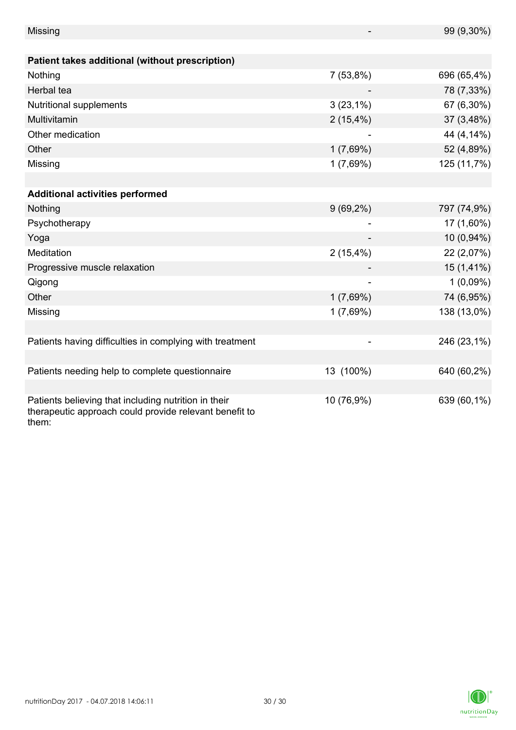| | | |
|---|---|---|
| Missing | - | 99 (9,30%) |
| | | |
| **Patient takes additional (without prescription)** | | |
| Nothing | 7 (53,8%) | 696 (65,4%) |
| Herbal tea | - | 78 (7,33%) |
| Nutritional supplements | 3 (23,1%) | 67 (6,30%) |
| Multivitamin | 2 (15,4%) | 37 (3,48%) |
| Other medication | - | 44 (4,14%) |
| Other | 1 (7,69%) | 52 (4,89%) |
| Missing | 1 (7,69%) | 125 (11,7%) |
| | | |
| **Additional activities performed** | | |
| Nothing | 9 (69,2%) | 797 (74,9%) |
| Psychotherapy | - | 17 (1,60%) |
| Yoga | - | 10 (0,94%) |
| Meditation | 2 (15,4%) | 22 (2,07%) |
| Progressive muscle relaxation | - | 15 (1,41%) |
| Qigong | - | 1 (0,09%) |
| Other | 1 (7,69%) | 74 (6,95%) |
| Missing | 1 (7,69%) | 138 (13,0%) |
| | | |
| Patients having difficulties in complying with treatment | - | 246 (23,1%) |
| | | |
| Patients needing help to complete questionnaire | 13 (100%) | 640 (60,2%) |
| | | |
| Patients believing that including nutrition in their therapeutic approach could provide relevant benefit to them: | 10 (76,9%) | 639 (60,1%) |